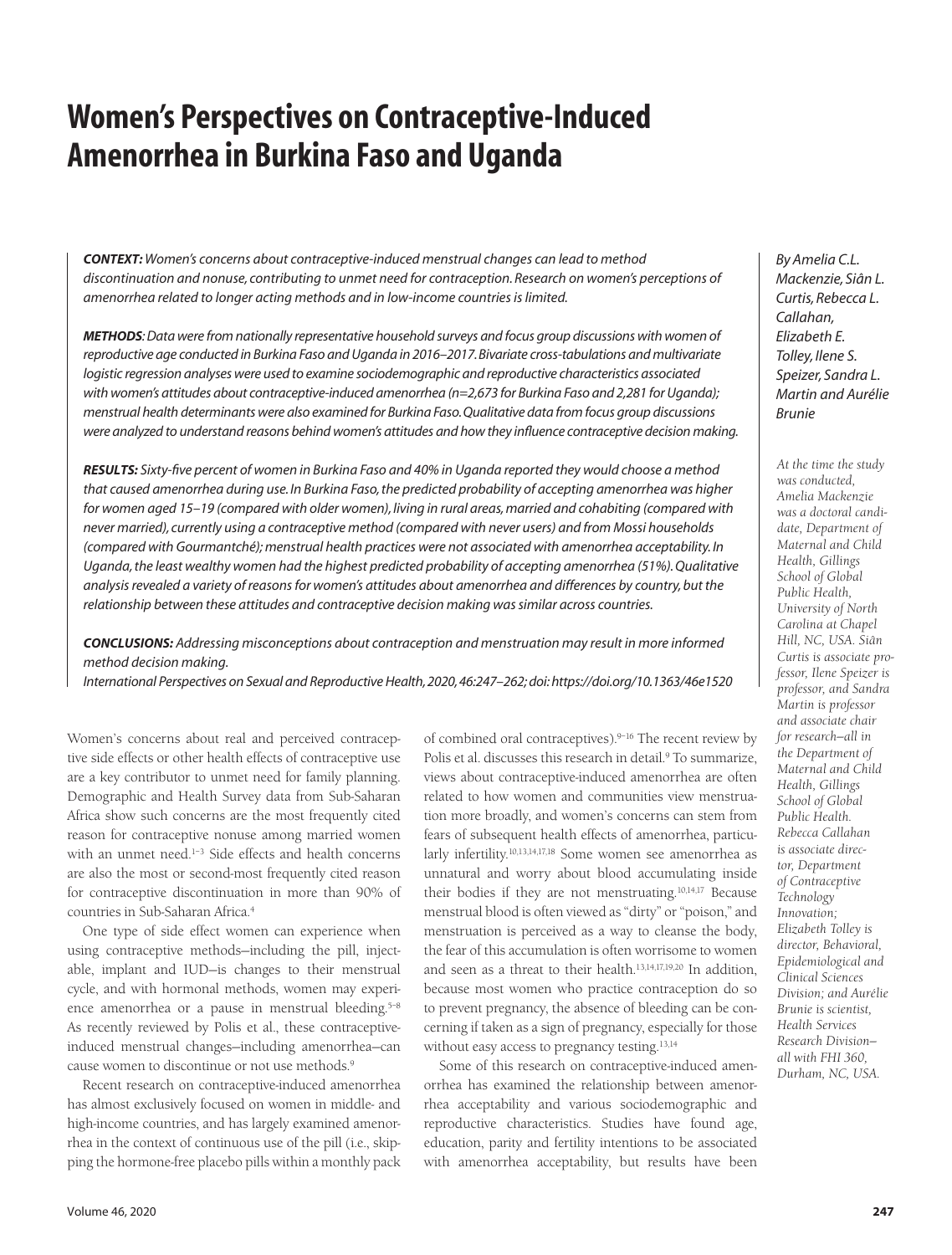# Women's Perspectives on Contraceptive-Induced Amenorrhea in Burkina Faso and Uganda

*By Amelia C.L. Mackenzie, Siân L. Curtis, Rebecca L. Callahan, Elizabeth E. Tolley, Ilene S. Speizer, Sandra L. Martin and Aurélie Brunie*

*At the time the study was conducted, Amelia Mackenzie was a doctoral candidate, Department of Maternal and Child Health, Gillings School of Global Public Health, University of North Carolina at Chapel Hill, NC, USA. Siân Curtis is associate professor, Ilene Speizer is professor, and Sandra Martin is professor and associate chair for research—all in the Department of Maternal and Child Health, Gillings School of Global Public Health. Rebecca Callahan is associate director, Department of Contraceptive Technology Innovation; Elizabeth Tolley is director, Behavioral, Epidemiological and Clinical Sciences Division; and Aurélie Brunie is scientist, Health Services Research Division—all with FHI 360, Durham, NC, USA.*

***CONTEXT:*** *Women's concerns about contraceptive-induced menstrual changes can lead to method discontinuation and nonuse, contributing to unmet need for contraception. Research on women's perceptions of amenorrhea related to longer acting methods and in low-income countries is limited.*

***METHODS:*** *Data were from nationally representative household surveys and focus group discussions with women of reproductive age conducted in Burkina Faso and Uganda in 2016–2017. Bivariate cross-tabulations and multivariate logistic regression analyses were used to examine sociodemographic and reproductive characteristics associated with women's attitudes about contraceptive-induced amenorrhea (n=2,673 for Burkina Faso and 2,281 for Uganda); menstrual health determinants were also examined for Burkina Faso. Qualitative data from focus group discussions were analyzed to understand reasons behind women's attitudes and how they influence contraceptive decision making.*

***RESULTS:*** *Sixty-five percent of women in Burkina Faso and 40% in Uganda reported they would choose a method that caused amenorrhea during use. In Burkina Faso, the predicted probability of accepting amenorrhea was higher for women aged 15–19 (compared with older women), living in rural areas, married and cohabiting (compared with never married), currently using a contraceptive method (compared with never users) and from Mossi households (compared with Gourmantché); menstrual health practices were not associated with amenorrhea acceptability. In Uganda, the least wealthy women had the highest predicted probability of accepting amenorrhea (51%). Qualitative analysis revealed a variety of reasons for women's attitudes about amenorrhea and differences by country, but the relationship between these attitudes and contraceptive decision making was similar across countries.*

***CONCLUSIONS:*** *Addressing misconceptions about contraception and menstruation may result in more informed method decision making.*

*International Perspectives on Sexual and Reproductive Health, 2020, 46:247–262; doi: https://doi.org/10.1363/46e1520*

Women's concerns about real and perceived contraceptive side effects or other health effects of contraceptive use are a key contributor to unmet need for family planning. Demographic and Health Survey data from Sub-Saharan Africa show such concerns are the most frequently cited reason for contraceptive nonuse among married women with an unmet need.[1–3] Side effects and health concerns are also the most or second-most frequently cited reason for contraceptive discontinuation in more than 90% of countries in Sub-Saharan Africa.[4]

One type of side effect women can experience when using contraceptive methods—including the pill, injectable, implant and IUD—is changes to their menstrual cycle, and with hormonal methods, women may experience amenorrhea or a pause in menstrual bleeding.[5–8] As recently reviewed by Polis et al., these contraceptive-induced menstrual changes—including amenorrhea—can cause women to discontinue or not use methods.[9]

Recent research on contraceptive-induced amenorrhea has almost exclusively focused on women in middle- and high-income countries, and has largely examined amenorrhea in the context of continuous use of the pill (i.e., skipping the hormone-free placebo pills within a monthly pack of combined oral contraceptives).[9–16] The recent review by Polis et al. discusses this research in detail.[9] To summarize, views about contraceptive-induced amenorrhea are often related to how women and communities view menstruation more broadly, and women's concerns can stem from fears of subsequent health effects of amenorrhea, particularly infertility.[10,13,14,17,18] Some women see amenorrhea as unnatural and worry about blood accumulating inside their bodies if they are not menstruating.[10,14,17] Because menstrual blood is often viewed as "dirty" or "poison," and menstruation is perceived as a way to cleanse the body, the fear of this accumulation is often worrisome to women and seen as a threat to their health.[13,14,17,19,20] In addition, because most women who practice contraception do so to prevent pregnancy, the absence of bleeding can be concerning if taken as a sign of pregnancy, especially for those without easy access to pregnancy testing.[13,14]

Some of this research on contraceptive-induced amenorrhea has examined the relationship between amenorrhea acceptability and various sociodemographic and reproductive characteristics. Studies have found age, education, parity and fertility intentions to be associated with amenorrhea acceptability, but results have been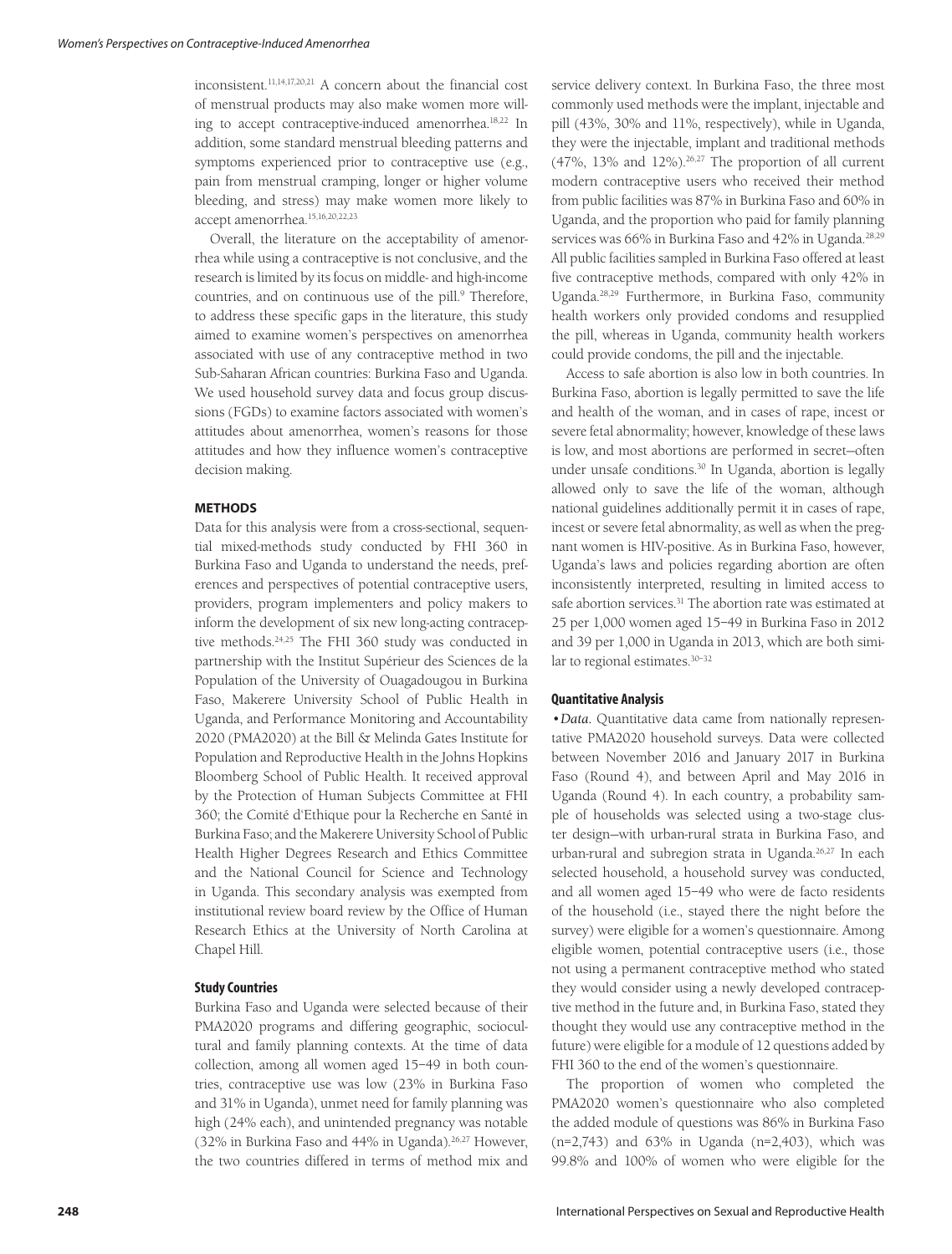inconsistent.[11,14,17,20,21] A concern about the financial cost of menstrual products may also make women more willing to accept contraceptive-induced amenorrhea.[18,22] In addition, some standard menstrual bleeding patterns and symptoms experienced prior to contraceptive use (e.g., pain from menstrual cramping, longer or higher volume bleeding, and stress) may make women more likely to accept amenorrhea.[15,16,20,22,23]

Overall, the literature on the acceptability of amenorrhea while using a contraceptive is not conclusive, and the research is limited by its focus on middle- and high-income countries, and on continuous use of the pill.[9] Therefore, to address these specific gaps in the literature, this study aimed to examine women's perspectives on amenorrhea associated with use of any contraceptive method in two Sub-Saharan African countries: Burkina Faso and Uganda. We used household survey data and focus group discussions (FGDs) to examine factors associated with women's attitudes about amenorrhea, women's reasons for those attitudes and how they influence women's contraceptive decision making.

## METHODS

Data for this analysis were from a cross-sectional, sequential mixed-methods study conducted by FHI 360 in Burkina Faso and Uganda to understand the needs, preferences and perspectives of potential contraceptive users, providers, program implementers and policy makers to inform the development of six new long-acting contraceptive methods.[24,25] The FHI 360 study was conducted in partnership with the Institut Supérieur des Sciences de la Population of the University of Ouagadougou in Burkina Faso, Makerere University School of Public Health in Uganda, and Performance Monitoring and Accountability 2020 (PMA2020) at the Bill & Melinda Gates Institute for Population and Reproductive Health in the Johns Hopkins Bloomberg School of Public Health. It received approval by the Protection of Human Subjects Committee at FHI 360; the Comité d'Ethique pour la Recherche en Santé in Burkina Faso; and the Makerere University School of Public Health Higher Degrees Research and Ethics Committee and the National Council for Science and Technology in Uganda. This secondary analysis was exempted from institutional review board review by the Office of Human Research Ethics at the University of North Carolina at Chapel Hill.

### Study Countries

Burkina Faso and Uganda were selected because of their PMA2020 programs and differing geographic, sociocultural and family planning contexts. At the time of data collection, among all women aged 15–49 in both countries, contraceptive use was low (23% in Burkina Faso and 31% in Uganda), unmet need for family planning was high (24% each), and unintended pregnancy was notable (32% in Burkina Faso and 44% in Uganda).[26,27] However, the two countries differed in terms of method mix and service delivery context. In Burkina Faso, the three most commonly used methods were the implant, injectable and pill (43%, 30% and 11%, respectively), while in Uganda, they were the injectable, implant and traditional methods (47%, 13% and 12%).[26,27] The proportion of all current modern contraceptive users who received their method from public facilities was 87% in Burkina Faso and 60% in Uganda, and the proportion who paid for family planning services was 66% in Burkina Faso and 42% in Uganda.[28,29] All public facilities sampled in Burkina Faso offered at least five contraceptive methods, compared with only 42% in Uganda.[28,29] Furthermore, in Burkina Faso, community health workers only provided condoms and resupplied the pill, whereas in Uganda, community health workers could provide condoms, the pill and the injectable.

Access to safe abortion is also low in both countries. In Burkina Faso, abortion is legally permitted to save the life and health of the woman, and in cases of rape, incest or severe fetal abnormality; however, knowledge of these laws is low, and most abortions are performed in secret—often under unsafe conditions.[30] In Uganda, abortion is legally allowed only to save the life of the woman, although national guidelines additionally permit it in cases of rape, incest or severe fetal abnormality, as well as when the pregnant women is HIV-positive. As in Burkina Faso, however, Uganda's laws and policies regarding abortion are often inconsistently interpreted, resulting in limited access to safe abortion services.[31] The abortion rate was estimated at 25 per 1,000 women aged 15–49 in Burkina Faso in 2012 and 39 per 1,000 in Uganda in 2013, which are both similar to regional estimates.[30–32]

### Quantitative Analysis

•*Data.* Quantitative data came from nationally representative PMA2020 household surveys. Data were collected between November 2016 and January 2017 in Burkina Faso (Round 4), and between April and May 2016 in Uganda (Round 4). In each country, a probability sample of households was selected using a two-stage cluster design—with urban-rural strata in Burkina Faso, and urban-rural and subregion strata in Uganda.[26,27] In each selected household, a household survey was conducted, and all women aged 15–49 who were de facto residents of the household (i.e., stayed there the night before the survey) were eligible for a women's questionnaire. Among eligible women, potential contraceptive users (i.e., those not using a permanent contraceptive method who stated they would consider using a newly developed contraceptive method in the future and, in Burkina Faso, stated they thought they would use any contraceptive method in the future) were eligible for a module of 12 questions added by FHI 360 to the end of the women's questionnaire.

The proportion of women who completed the PMA2020 women's questionnaire who also completed the added module of questions was 86% in Burkina Faso (n=2,743) and 63% in Uganda (n=2,403), which was 99.8% and 100% of women who were eligible for the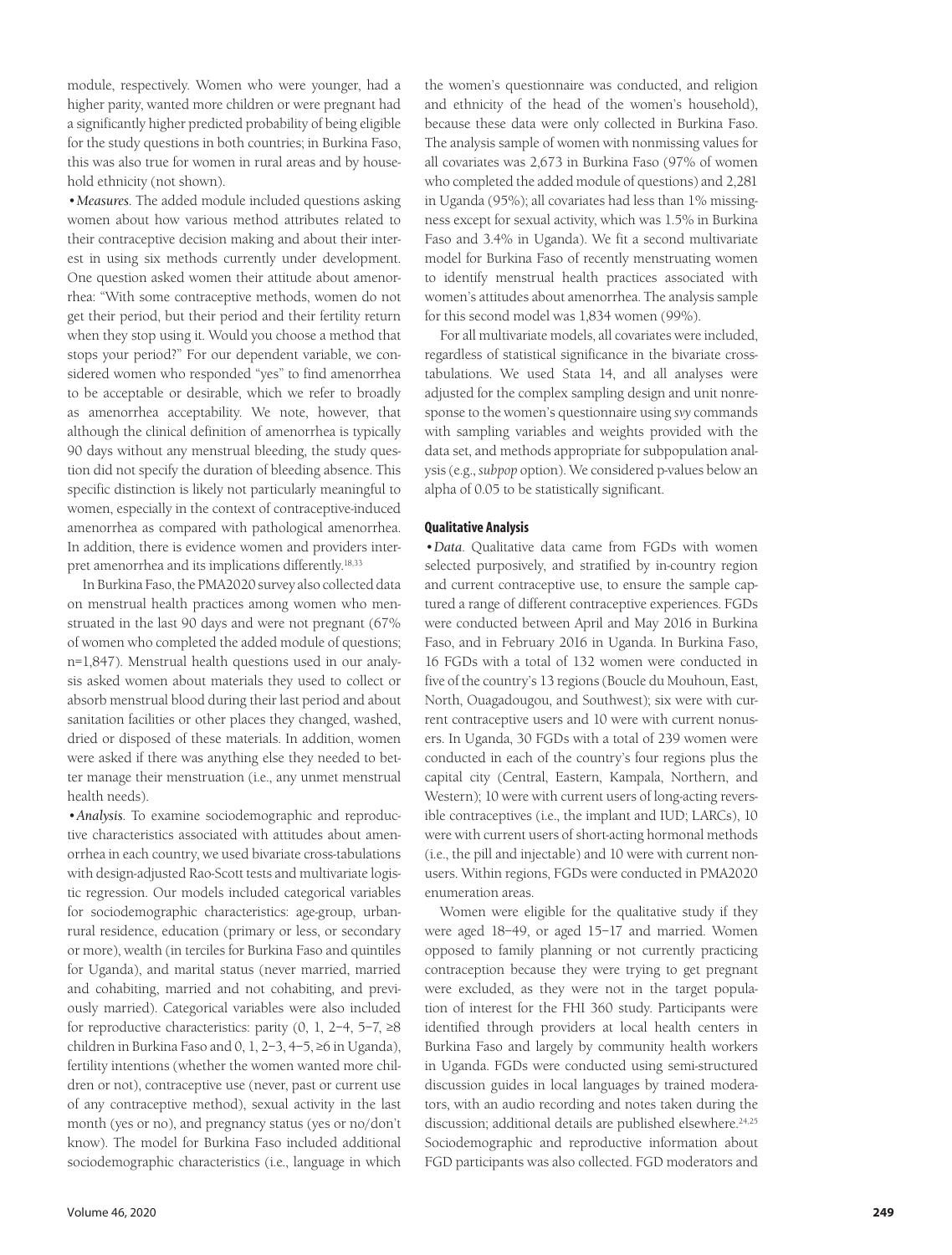module, respectively. Women who were younger, had a higher parity, wanted more children or were pregnant had a significantly higher predicted probability of being eligible for the study questions in both countries; in Burkina Faso, this was also true for women in rural areas and by household ethnicity (not shown).

•*Measures*. The added module included questions asking women about how various method attributes related to their contraceptive decision making and about their interest in using six methods currently under development. One question asked women their attitude about amenorrhea: "With some contraceptive methods, women do not get their period, but their period and their fertility return when they stop using it. Would you choose a method that stops your period?" For our dependent variable, we considered women who responded "yes" to find amenorrhea to be acceptable or desirable, which we refer to broadly as amenorrhea acceptability. We note, however, that although the clinical definition of amenorrhea is typically 90 days without any menstrual bleeding, the study question did not specify the duration of bleeding absence. This specific distinction is likely not particularly meaningful to women, especially in the context of contraceptive-induced amenorrhea as compared with pathological amenorrhea. In addition, there is evidence women and providers interpret amenorrhea and its implications differently.[18,33]

In Burkina Faso, the PMA2020 survey also collected data on menstrual health practices among women who menstruated in the last 90 days and were not pregnant (67% of women who completed the added module of questions; n=1,847). Menstrual health questions used in our analysis asked women about materials they used to collect or absorb menstrual blood during their last period and about sanitation facilities or other places they changed, washed, dried or disposed of these materials. In addition, women were asked if there was anything else they needed to better manage their menstruation (i.e., any unmet menstrual health needs).

•*Analysis*. To examine sociodemographic and reproductive characteristics associated with attitudes about amenorrhea in each country, we used bivariate cross-tabulations with design-adjusted Rao-Scott tests and multivariate logistic regression. Our models included categorical variables for sociodemographic characteristics: age-group, urban-rural residence, education (primary or less, or secondary or more), wealth (in terciles for Burkina Faso and quintiles for Uganda), and marital status (never married, married and cohabiting, married and not cohabiting, and previously married). Categorical variables were also included for reproductive characteristics: parity (0, 1, 2–4, 5–7, ≥8 children in Burkina Faso and 0, 1, 2–3, 4–5, ≥6 in Uganda), fertility intentions (whether the women wanted more children or not), contraceptive use (never, past or current use of any contraceptive method), sexual activity in the last month (yes or no), and pregnancy status (yes or no/don't know). The model for Burkina Faso included additional sociodemographic characteristics (i.e., language in which the women's questionnaire was conducted, and religion and ethnicity of the head of the women's household), because these data were only collected in Burkina Faso. The analysis sample of women with nonmissing values for all covariates was 2,673 in Burkina Faso (97% of women who completed the added module of questions) and 2,281 in Uganda (95%); all covariates had less than 1% missingness except for sexual activity, which was 1.5% in Burkina Faso and 3.4% in Uganda). We fit a second multivariate model for Burkina Faso of recently menstruating women to identify menstrual health practices associated with women's attitudes about amenorrhea. The analysis sample for this second model was 1,834 women (99%).

For all multivariate models, all covariates were included, regardless of statistical significance in the bivariate cross-tabulations. We used Stata 14, and all analyses were adjusted for the complex sampling design and unit nonresponse to the women's questionnaire using *svy* commands with sampling variables and weights provided with the data set, and methods appropriate for subpopulation analysis (e.g., *subpop* option). We considered p-values below an alpha of 0.05 to be statistically significant.

### Qualitative Analysis

•*Data*. Qualitative data came from FGDs with women selected purposively, and stratified by in-country region and current contraceptive use, to ensure the sample captured a range of different contraceptive experiences. FGDs were conducted between April and May 2016 in Burkina Faso, and in February 2016 in Uganda. In Burkina Faso, 16 FGDs with a total of 132 women were conducted in five of the country's 13 regions (Boucle du Mouhoun, East, North, Ouagadougou, and Southwest); six were with current contraceptive users and 10 were with current nonusers. In Uganda, 30 FGDs with a total of 239 women were conducted in each of the country's four regions plus the capital city (Central, Eastern, Kampala, Northern, and Western); 10 were with current users of long-acting reversible contraceptives (i.e., the implant and IUD; LARCs), 10 were with current users of short-acting hormonal methods (i.e., the pill and injectable) and 10 were with current nonusers. Within regions, FGDs were conducted in PMA2020 enumeration areas.

Women were eligible for the qualitative study if they were aged 18–49, or aged 15–17 and married. Women opposed to family planning or not currently practicing contraception because they were trying to get pregnant were excluded, as they were not in the target population of interest for the FHI 360 study. Participants were identified through providers at local health centers in Burkina Faso and largely by community health workers in Uganda. FGDs were conducted using semi-structured discussion guides in local languages by trained moderators, with an audio recording and notes taken during the discussion; additional details are published elsewhere.[24,25] Sociodemographic and reproductive information about FGD participants was also collected. FGD moderators and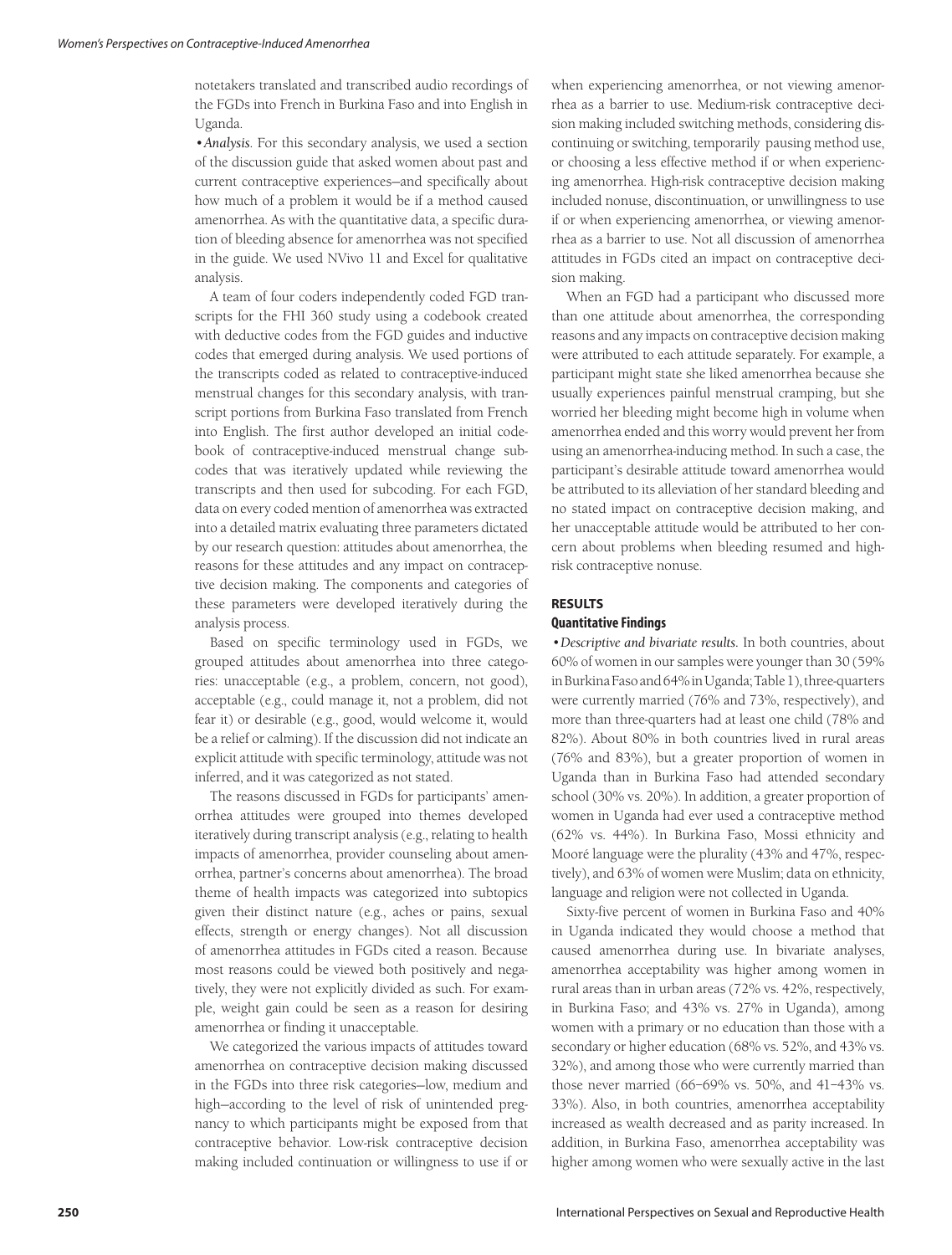notetakers translated and transcribed audio recordings of the FGDs into French in Burkina Faso and into English in Uganda.

*•Analysis.* For this secondary analysis, we used a section of the discussion guide that asked women about past and current contraceptive experiences—and specifically about how much of a problem it would be if a method caused amenorrhea. As with the quantitative data, a specific duration of bleeding absence for amenorrhea was not specified in the guide. We used NVivo 11 and Excel for qualitative analysis.

A team of four coders independently coded FGD transcripts for the FHI 360 study using a codebook created with deductive codes from the FGD guides and inductive codes that emerged during analysis. We used portions of the transcripts coded as related to contraceptive-induced menstrual changes for this secondary analysis, with transcript portions from Burkina Faso translated from French into English. The first author developed an initial codebook of contraceptive-induced menstrual change subcodes that was iteratively updated while reviewing the transcripts and then used for subcoding. For each FGD, data on every coded mention of amenorrhea was extracted into a detailed matrix evaluating three parameters dictated by our research question: attitudes about amenorrhea, the reasons for these attitudes and any impact on contraceptive decision making. The components and categories of these parameters were developed iteratively during the analysis process.

Based on specific terminology used in FGDs, we grouped attitudes about amenorrhea into three categories: unacceptable (e.g., a problem, concern, not good), acceptable (e.g., could manage it, not a problem, did not fear it) or desirable (e.g., good, would welcome it, would be a relief or calming). If the discussion did not indicate an explicit attitude with specific terminology, attitude was not inferred, and it was categorized as not stated.

The reasons discussed in FGDs for participants' amenorrhea attitudes were grouped into themes developed iteratively during transcript analysis (e.g., relating to health impacts of amenorrhea, provider counseling about amenorrhea, partner's concerns about amenorrhea). The broad theme of health impacts was categorized into subtopics given their distinct nature (e.g., aches or pains, sexual effects, strength or energy changes). Not all discussion of amenorrhea attitudes in FGDs cited a reason. Because most reasons could be viewed both positively and negatively, they were not explicitly divided as such. For example, weight gain could be seen as a reason for desiring amenorrhea or finding it unacceptable.

We categorized the various impacts of attitudes toward amenorrhea on contraceptive decision making discussed in the FGDs into three risk categories—low, medium and high—according to the level of risk of unintended pregnancy to which participants might be exposed from that contraceptive behavior. Low-risk contraceptive decision making included continuation or willingness to use if or when experiencing amenorrhea, or not viewing amenorrhea as a barrier to use. Medium-risk contraceptive decision making included switching methods, considering discontinuing or switching, temporarily pausing method use, or choosing a less effective method if or when experiencing amenorrhea. High-risk contraceptive decision making included nonuse, discontinuation, or unwillingness to use if or when experiencing amenorrhea, or viewing amenorrhea as a barrier to use. Not all discussion of amenorrhea attitudes in FGDs cited an impact on contraceptive decision making.

When an FGD had a participant who discussed more than one attitude about amenorrhea, the corresponding reasons and any impacts on contraceptive decision making were attributed to each attitude separately. For example, a participant might state she liked amenorrhea because she usually experiences painful menstrual cramping, but she worried her bleeding might become high in volume when amenorrhea ended and this worry would prevent her from using an amenorrhea-inducing method. In such a case, the participant's desirable attitude toward amenorrhea would be attributed to its alleviation of her standard bleeding and no stated impact on contraceptive decision making, and her unacceptable attitude would be attributed to her concern about problems when bleeding resumed and high-risk contraceptive nonuse.

## RESULTS

### Quantitative Findings

*•Descriptive and bivariate results.* In both countries, about 60% of women in our samples were younger than 30 (59% in Burkina Faso and 64% in Uganda; Table 1), three-quarters were currently married (76% and 73%, respectively), and more than three-quarters had at least one child (78% and 82%). About 80% in both countries lived in rural areas (76% and 83%), but a greater proportion of women in Uganda than in Burkina Faso had attended secondary school (30% vs. 20%). In addition, a greater proportion of women in Uganda had ever used a contraceptive method (62% vs. 44%). In Burkina Faso, Mossi ethnicity and Mooré language were the plurality (43% and 47%, respectively), and 63% of women were Muslim; data on ethnicity, language and religion were not collected in Uganda.

Sixty-five percent of women in Burkina Faso and 40% in Uganda indicated they would choose a method that caused amenorrhea during use. In bivariate analyses, amenorrhea acceptability was higher among women in rural areas than in urban areas (72% vs. 42%, respectively, in Burkina Faso; and 43% vs. 27% in Uganda), among women with a primary or no education than those with a secondary or higher education (68% vs. 52%, and 43% vs. 32%), and among those who were currently married than those never married (66–69% vs. 50%, and 41–43% vs. 33%). Also, in both countries, amenorrhea acceptability increased as wealth decreased and as parity increased. In addition, in Burkina Faso, amenorrhea acceptability was higher among women who were sexually active in the last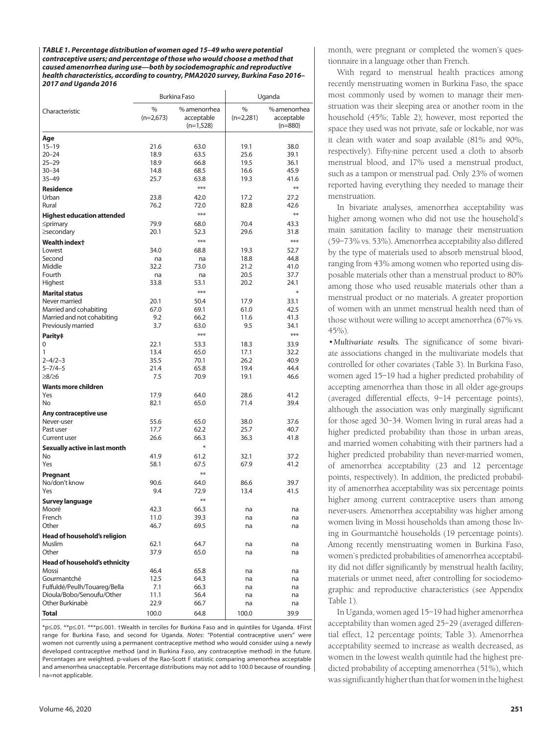**TABLE 1. Percentage distribution of women aged 15–49 who were potential contraceptive users; and percentage of those who would choose a method that caused amenorrhea during use—both by sociodemographic and reproductive health characteristics, according to country, PMA2020 survey, Burkina Faso 2016–2017 and Uganda 2016**

| Characteristic | Burkina Faso | | Uganda | |
|---|---|---|---|---|
| | % (n=2,673) | % amenorrhea acceptable (n=1,528) | % (n=2,281) | % amenorrhea acceptable (n=880) |
| **Age** | | | | |
| 15–19 | 21.6 | 63.0 | 19.1 | 38.0 |
| 20–24 | 18.9 | 63.5 | 25.6 | 39.1 |
| 25–29 | 18.9 | 66.8 | 19.5 | 36.1 |
| 30–34 | 14.8 | 68.5 | 16.6 | 45.9 |
| 35–49 | 25.7 | 63.8 | 19.3 | 41.6 |
| **Residence** | | *** | | ** |
| Urban | 23.8 | 42.0 | 17.2 | 27.2 |
| Rural | 76.2 | 72.0 | 82.8 | 42.6 |
| **Highest education attended** | | *** | | ** |
| ≤primary | 79.9 | 68.0 | 70.4 | 43.3 |
| ≥secondary | 20.1 | 52.3 | 29.6 | 31.8 |
| **Wealth index†** | | *** | | *** |
| Lowest | 34.0 | 68.8 | 19.3 | 52.7 |
| Second | na | na | 18.8 | 44.8 |
| Middle | 32.2 | 73.0 | 21.2 | 41.0 |
| Fourth | na | na | 20.5 | 37.7 |
| Highest | 33.8 | 53.1 | 20.2 | 24.1 |
| **Marital status** | | *** | | * |
| Never married | 20.1 | 50.4 | 17.9 | 33.1 |
| Married and cohabiting | 67.0 | 69.1 | 61.0 | 42.5 |
| Married and not cohabiting | 9.2 | 66.2 | 11.6 | 41.3 |
| Previously married | 3.7 | 63.0 | 9.5 | 34.1 |
| **Parity‡** | | *** | | *** |
| 0 | 22.1 | 53.3 | 18.3 | 33.9 |
| 1 | 13.4 | 65.0 | 17.1 | 32.2 |
| 2–4/2–3 | 35.5 | 70.1 | 26.2 | 40.9 |
| 5–7/4–5 | 21.4 | 65.8 | 19.4 | 44.4 |
| ≥8/≥6 | 7.5 | 70.9 | 19.1 | 46.6 |
| **Wants more children** | | | | |
| Yes | 17.9 | 64.0 | 28.6 | 41.2 |
| No | 82.1 | 65.0 | 71.4 | 39.4 |
| **Any contraceptive use** | | | | |
| Never-user | 55.6 | 65.0 | 38.0 | 37.6 |
| Past user | 17.7 | 62.2 | 25.7 | 40.7 |
| Current user | 26.6 | 66.3 | 36.3 | 41.8 |
| **Sexually active in last month** | | * | | |
| No | 41.9 | 61.2 | 32.1 | 37.2 |
| Yes | 58.1 | 67.5 | 67.9 | 41.2 |
| **Pregnant** | | ** | | |
| No/don't know | 90.6 | 64.0 | 86.6 | 39.7 |
| Yes | 9.4 | 72.9 | 13.4 | 41.5 |
| **Survey language** | | ** | | |
| Mooré | 42.3 | 66.3 | na | na |
| French | 11.0 | 39.3 | na | na |
| Other | 46.7 | 69.5 | na | na |
| **Head of household's religion** | | | | |
| Muslim | 62.1 | 64.7 | na | na |
| Other | 37.9 | 65.0 | na | na |
| **Head of household's ethnicity** | | | | |
| Mossi | 46.4 | 65.8 | na | na |
| Gourmantché | 12.5 | 64.3 | na | na |
| Fulfuldé/Peulh/Touareg/Bella | 7.1 | 66.3 | na | na |
| Dioula/Bobo/Senoufu/Other | 11.1 | 56.4 | na | na |
| Other Burkinabè | 22.9 | 66.7 | na | na |
| **Total** | 100.0 | 64.8 | 100.0 | 39.9 |

*p≤.05. **p≤.01. ***p≤.001. †Wealth in terciles for Burkina Faso and in quintiles for Uganda. ‡First range for Burkina Faso, and second for Uganda. *Notes*: "Potential contraceptive users" were women not currently using a permanent contraceptive method who would consider using a newly developed contraceptive method (and in Burkina Faso, any contraceptive method) in the future. Percentages are weighted. p-values of the Rao-Scott F statistic comparing amenorrhea acceptable and amenorrhea unacceptable. Percentage distributions may not add to 100.0 because of rounding. na=not applicable.

month, were pregnant or completed the women's questionnaire in a language other than French.

With regard to menstrual health practices among recently menstruating women in Burkina Faso, the space most commonly used by women to manage their menstruation was their sleeping area or another room in the household (45%; Table 2); however, most reported the space they used was not private, safe or lockable, nor was it clean with water and soap available (81% and 90%, respectively). Fifty-nine percent used a cloth to absorb menstrual blood, and 17% used a menstrual product, such as a tampon or menstrual pad. Only 23% of women reported having everything they needed to manage their menstruation.

In bivariate analyses, amenorrhea acceptability was higher among women who did not use the household's main sanitation facility to manage their menstruation (59–73% vs. 53%). Amenorrhea acceptability also differed by the type of materials used to absorb menstrual blood, ranging from 43% among women who reported using disposable materials other than a menstrual product to 80% among those who used reusable materials other than a menstrual product or no materials. A greater proportion of women with an unmet menstrual health need than of those without were willing to accept amenorrhea (67% vs. 45%).

•*Multivariate results.* The significance of some bivariate associations changed in the multivariate models that controlled for other covariates (Table 3). In Burkina Faso, women aged 15–19 had a higher predicted probability of accepting amenorrhea than those in all older age-groups (averaged differential effects, 9–14 percentage points), although the association was only marginally significant for those aged 30–34. Women living in rural areas had a higher predicted probability than those in urban areas, and married women cohabiting with their partners had a higher predicted probability than never-married women, of amenorrhea acceptability (23 and 12 percentage points, respectively). In addition, the predicted probability of amenorrhea acceptability was six percentage points higher among current contraceptive users than among never-users. Amenorrhea acceptability was higher among women living in Mossi households than among those living in Gourmantché households (19 percentage points). Among recently menstruating women in Burkina Faso, women's predicted probabilities of amenorrhea acceptability did not differ significantly by menstrual health facility, materials or unmet need, after controlling for sociodemographic and reproductive characteristics (see Appendix Table 1).

In Uganda, women aged 15–19 had higher amenorrhea acceptability than women aged 25–29 (averaged differential effect, 12 percentage points; Table 3). Amenorrhea acceptability seemed to increase as wealth decreased, as women in the lowest wealth quintile had the highest predicted probability of accepting amenorrhea (51%), which was significantly higher than that for women in the highest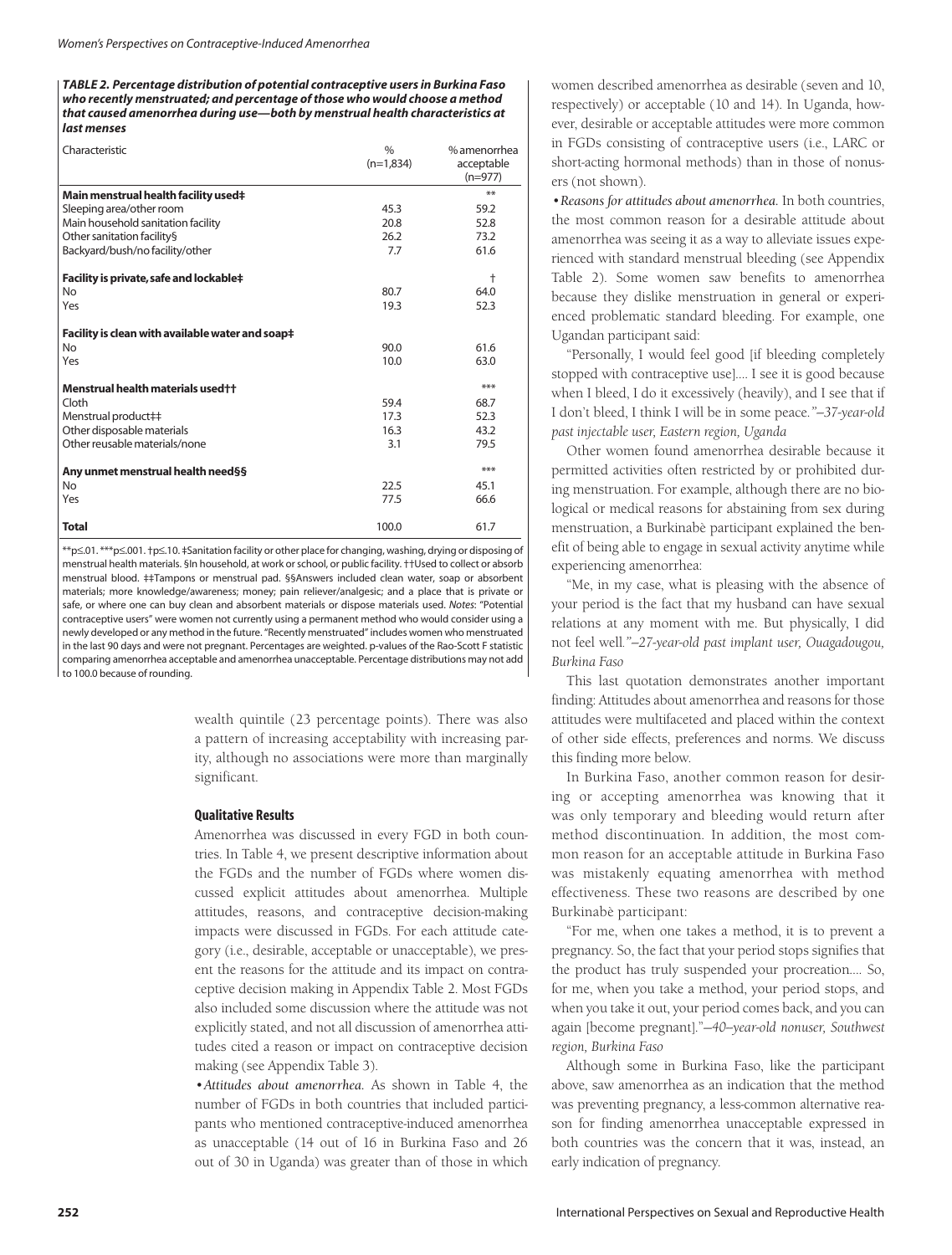**TABLE 2. Percentage distribution of potential contraceptive users in Burkina Faso who recently menstruated; and percentage of those who would choose a method that caused amenorrhea during use—both by menstrual health characteristics at last menses**

| Characteristic | % (n=1,834) | % amenorrhea acceptable (n=977) |
|---|---|---|
| **Main menstrual health facility used‡** | | ** |
| Sleeping area/other room | 45.3 | 59.2 |
| Main household sanitation facility | 20.8 | 52.8 |
| Other sanitation facility§ | 26.2 | 73.2 |
| Backyard/bush/no facility/other | 7.7 | 61.6 |
| **Facility is private, safe and lockable‡** | | † |
| No | 80.7 | 64.0 |
| Yes | 19.3 | 52.3 |
| **Facility is clean with available water and soap‡** | | |
| No | 90.0 | 61.6 |
| Yes | 10.0 | 63.0 |
| **Menstrual health materials used††** | | *** |
| Cloth | 59.4 | 68.7 |
| Menstrual product‡‡ | 17.3 | 52.3 |
| Other disposable materials | 16.3 | 43.2 |
| Other reusable materials/none | 3.1 | 79.5 |
| **Any unmet menstrual health need§§** | | *** |
| No | 22.5 | 45.1 |
| Yes | 77.5 | 66.6 |
| **Total** | 100.0 | 61.7 |

**p≤.01. ***p≤.001. †p≤.10. ‡Sanitation facility or other place for changing, washing, drying or disposing of menstrual health materials. §In household, at work or school, or public facility. ††Used to collect or absorb menstrual blood. ‡‡Tampons or menstrual pad. §§Answers included clean water, soap or absorbent materials; more knowledge/awareness; money; pain reliever/analgesic; and a place that is private or safe, or where one can buy clean and absorbent materials or dispose materials used. *Notes*: "Potential contraceptive users" were women not currently using a permanent method who would consider using a newly developed or any method in the future. "Recently menstruated" includes women who menstruated in the last 90 days and were not pregnant. Percentages are weighted. p-values of the Rao-Scott F statistic comparing amenorrhea acceptable and amenorrhea unacceptable. Percentage distributions may not add to 100.0 because of rounding.

wealth quintile (23 percentage points). There was also a pattern of increasing acceptability with increasing parity, although no associations were more than marginally significant.

## Qualitative Results

Amenorrhea was discussed in every FGD in both countries. In Table 4, we present descriptive information about the FGDs and the number of FGDs where women discussed explicit attitudes about amenorrhea. Multiple attitudes, reasons, and contraceptive decision-making impacts were discussed in FGDs. For each attitude category (i.e., desirable, acceptable or unacceptable), we present the reasons for the attitude and its impact on contraceptive decision making in Appendix Table 2. Most FGDs also included some discussion where the attitude was not explicitly stated, and not all discussion of amenorrhea attitudes cited a reason or impact on contraceptive decision making (see Appendix Table 3).

• *Attitudes about amenorrhea.* As shown in Table 4, the number of FGDs in both countries that included participants who mentioned contraceptive-induced amenorrhea as unacceptable (14 out of 16 in Burkina Faso and 26 out of 30 in Uganda) was greater than of those in which women described amenorrhea as desirable (seven and 10, respectively) or acceptable (10 and 14). In Uganda, however, desirable or acceptable attitudes were more common in FGDs consisting of contraceptive users (i.e., LARC or short-acting hormonal methods) than in those of nonusers (not shown).

• *Reasons for attitudes about amenorrhea.* In both countries, the most common reason for a desirable attitude about amenorrhea was seeing it as a way to alleviate issues experienced with standard menstrual bleeding (see Appendix Table 2). Some women saw benefits to amenorrhea because they dislike menstruation in general or experienced problematic standard bleeding. For example, one Ugandan participant said:

"Personally, I would feel good [if bleeding completely stopped with contraceptive use].... I see it is good because when I bleed, I do it excessively (heavily), and I see that if I don't bleed, I think I will be in some peace."*—37-year-old past injectable user, Eastern region, Uganda*

Other women found amenorrhea desirable because it permitted activities often restricted by or prohibited during menstruation. For example, although there are no biological or medical reasons for abstaining from sex during menstruation, a Burkinabè participant explained the benefit of being able to engage in sexual activity anytime while experiencing amenorrhea:

"Me, in my case, what is pleasing with the absence of your period is the fact that my husband can have sexual relations at any moment with me. But physically, I did not feel well."*—27-year-old past implant user, Ouagadougou, Burkina Faso*

This last quotation demonstrates another important finding: Attitudes about amenorrhea and reasons for those attitudes were multifaceted and placed within the context of other side effects, preferences and norms. We discuss this finding more below.

In Burkina Faso, another common reason for desiring or accepting amenorrhea was knowing that it was only temporary and bleeding would return after method discontinuation. In addition, the most common reason for an acceptable attitude in Burkina Faso was mistakenly equating amenorrhea with method effectiveness. These two reasons are described by one Burkinabè participant:

"For me, when one takes a method, it is to prevent a pregnancy. So, the fact that your period stops signifies that the product has truly suspended your procreation.... So, for me, when you take a method, your period stops, and when you take it out, your period comes back, and you can again [become pregnant]."*—40–year-old nonuser, Southwest region, Burkina Faso*

Although some in Burkina Faso, like the participant above, saw amenorrhea as an indication that the method was preventing pregnancy, a less-common alternative reason for finding amenorrhea unacceptable expressed in both countries was the concern that it was, instead, an early indication of pregnancy.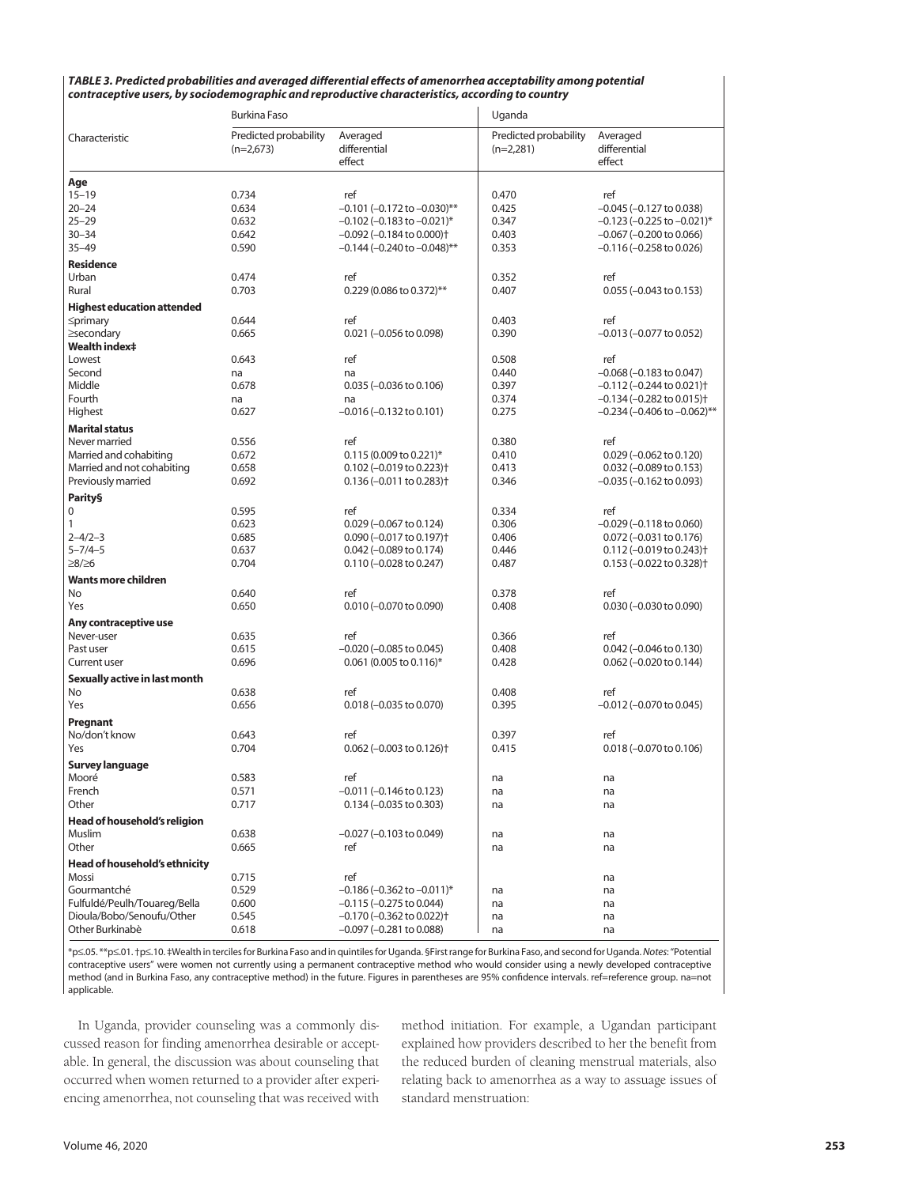***TABLE 3. Predicted probabilities and averaged differential effects of amenorrhea acceptability among potential contraceptive users, by sociodemographic and reproductive characteristics, according to country***

| Characteristic | Burkina Faso | | Uganda | |
|---|---|---|---|---|
| | Predicted probability (n=2,673) | Averaged differential effect | Predicted probability (n=2,281) | Averaged differential effect |
| **Age** | | | | |
| 15–19 | 0.734 | ref | 0.470 | ref |
| 20–24 | 0.634 | –0.101 (–0.172 to –0.030)** | 0.425 | –0.045 (–0.127 to 0.038) |
| 25–29 | 0.632 | –0.102 (–0.183 to –0.021)* | 0.347 | –0.123 (–0.225 to –0.021)* |
| 30–34 | 0.642 | –0.092 (–0.184 to 0.000)† | 0.403 | –0.067 (–0.200 to 0.066) |
| 35–49 | 0.590 | –0.144 (–0.240 to –0.048)** | 0.353 | –0.116 (–0.258 to 0.026) |
| **Residence** | | | | |
| Urban | 0.474 | ref | 0.352 | ref |
| Rural | 0.703 | 0.229 (0.086 to 0.372)** | 0.407 | 0.055 (–0.043 to 0.153) |
| **Highest education attended** | | | | |
| ≤primary | 0.644 | ref | 0.403 | ref |
| ≥secondary | 0.665 | 0.021 (–0.056 to 0.098) | 0.390 | –0.013 (–0.077 to 0.052) |
| **Wealth index‡** | | | | |
| Lowest | 0.643 | ref | 0.508 | ref |
| Second | na | na | 0.440 | –0.068 (–0.183 to 0.047) |
| Middle | 0.678 | 0.035 (–0.036 to 0.106) | 0.397 | –0.112 (–0.244 to 0.021)† |
| Fourth | na | na | 0.374 | –0.134 (–0.282 to 0.015)† |
| Highest | 0.627 | –0.016 (–0.132 to 0.101) | 0.275 | –0.234 (–0.406 to –0.062)** |
| **Marital status** | | | | |
| Never married | 0.556 | ref | 0.380 | ref |
| Married and cohabiting | 0.672 | 0.115 (0.009 to 0.221)* | 0.410 | 0.029 (–0.062 to 0.120) |
| Married and not cohabiting | 0.658 | 0.102 (–0.019 to 0.223)† | 0.413 | 0.032 (–0.089 to 0.153) |
| Previously married | 0.692 | 0.136 (–0.011 to 0.283)† | 0.346 | –0.035 (–0.162 to 0.093) |
| **Parity§** | | | | |
| 0 | 0.595 | ref | 0.334 | ref |
| 1 | 0.623 | 0.029 (–0.067 to 0.124) | 0.306 | –0.029 (–0.118 to 0.060) |
| 2–4/2–3 | 0.685 | 0.090 (–0.017 to 0.197)† | 0.406 | 0.072 (–0.031 to 0.176) |
| 5–7/4–5 | 0.637 | 0.042 (–0.089 to 0.174) | 0.446 | 0.112 (–0.019 to 0.243)† |
| ≥8/≥6 | 0.704 | 0.110 (–0.028 to 0.247) | 0.487 | 0.153 (–0.022 to 0.328)† |
| **Wants more children** | | | | |
| No | 0.640 | ref | 0.378 | ref |
| Yes | 0.650 | 0.010 (–0.070 to 0.090) | 0.408 | 0.030 (–0.030 to 0.090) |
| **Any contraceptive use** | | | | |
| Never-user | 0.635 | ref | 0.366 | ref |
| Past user | 0.615 | –0.020 (–0.085 to 0.045) | 0.408 | 0.042 (–0.046 to 0.130) |
| Current user | 0.696 | 0.061 (0.005 to 0.116)* | 0.428 | 0.062 (–0.020 to 0.144) |
| **Sexually active in last month** | | | | |
| No | 0.638 | ref | 0.408 | ref |
| Yes | 0.656 | 0.018 (–0.035 to 0.070) | 0.395 | –0.012 (–0.070 to 0.045) |
| **Pregnant** | | | | |
| No/don't know | 0.643 | ref | 0.397 | ref |
| Yes | 0.704 | 0.062 (–0.003 to 0.126)† | 0.415 | 0.018 (–0.070 to 0.106) |
| **Survey language** | | | | |
| Mooré | 0.583 | ref | na | na |
| French | 0.571 | –0.011 (–0.146 to 0.123) | na | na |
| Other | 0.717 | 0.134 (–0.035 to 0.303) | na | na |
| **Head of household's religion** | | | | |
| Muslim | 0.638 | –0.027 (–0.103 to 0.049) | na | na |
| Other | 0.665 | ref | na | na |
| **Head of household's ethnicity** | | | | |
| Mossi | 0.715 | ref | | na |
| Gourmantché | 0.529 | –0.186 (–0.362 to –0.011)* | na | na |
| Fulfuldé/Peulh/Touareg/Bella | 0.600 | –0.115 (–0.275 to 0.044) | na | na |
| Dioula/Bobo/Senoufu/Other | 0.545 | –0.170 (–0.362 to 0.022)† | na | na |
| Other Burkinabè | 0.618 | –0.097 (–0.281 to 0.088) | na | na |

*p≤.05. **p≤.01. †p≤.10. ‡Wealth in terciles for Burkina Faso and in quintiles for Uganda. §First range for Burkina Faso, and second for Uganda. *Notes*: "Potential contraceptive users" were women not currently using a permanent contraceptive method who would consider using a newly developed contraceptive method (and in Burkina Faso, any contraceptive method) in the future. Figures in parentheses are 95% confidence intervals. ref=reference group. na=not applicable.

In Uganda, provider counseling was a commonly discussed reason for finding amenorrhea desirable or acceptable. In general, the discussion was about counseling that occurred when women returned to a provider after experiencing amenorrhea, not counseling that was received with method initiation. For example, a Ugandan participant explained how providers described to her the benefit from the reduced burden of cleaning menstrual materials, also relating back to amenorrhea as a way to assuage issues of standard menstruation: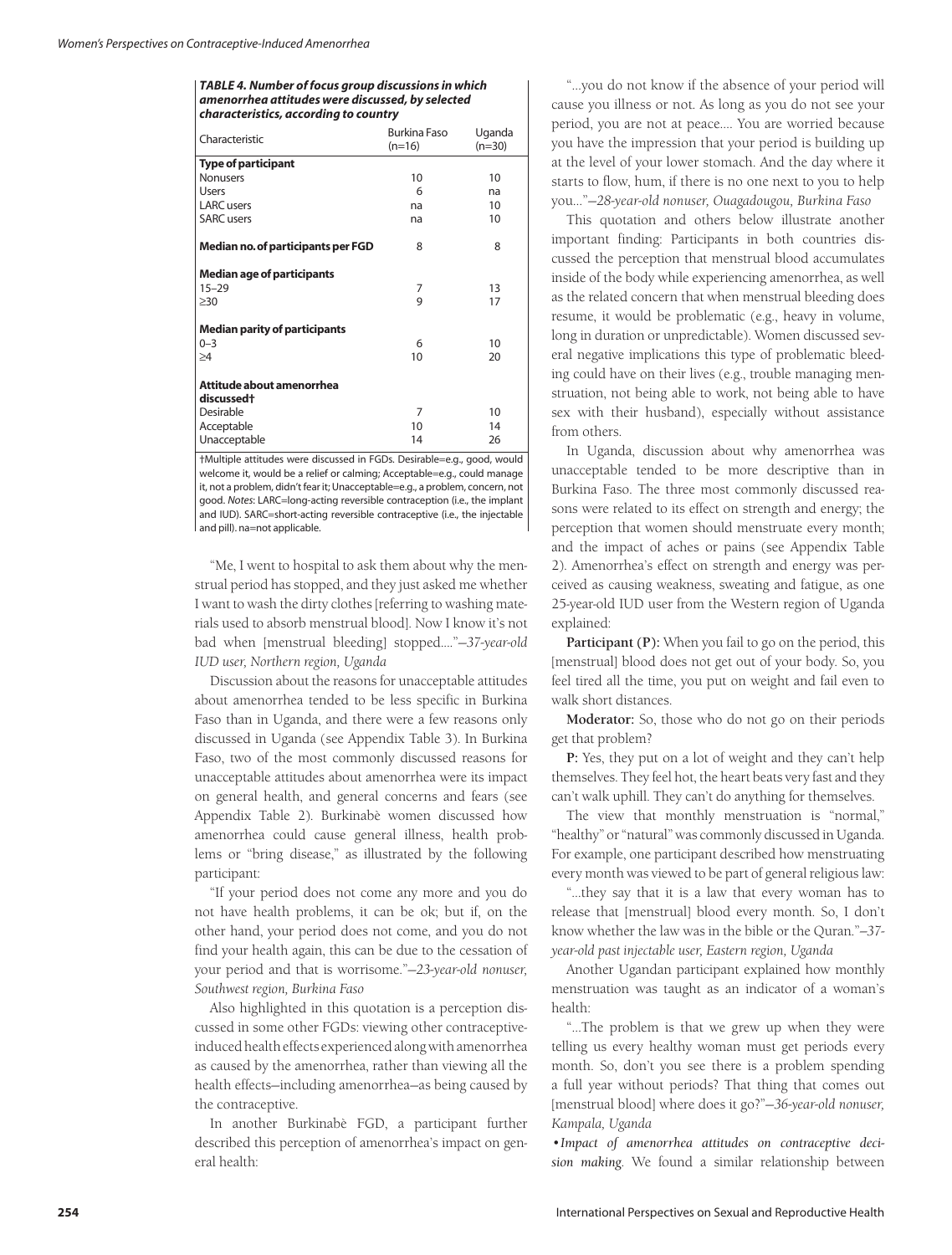**TABLE 4. Number of focus group discussions in which amenorrhea attitudes were discussed, by selected characteristics, according to country**

| Characteristic | Burkina Faso (n=16) | Uganda (n=30) |
|---|---|---|
| **Type of participant** | | |
| Nonusers | 10 | 10 |
| Users | 6 | na |
| LARC users | na | 10 |
| SARC users | na | 10 |
| **Median no. of participants per FGD** | 8 | 8 |
| **Median age of participants** | | |
| 15–29 | 7 | 13 |
| ≥30 | 9 | 17 |
| **Median parity of participants** | | |
| 0–3 | 6 | 10 |
| ≥4 | 10 | 20 |
| **Attitude about amenorrhea discussed†** | | |
| Desirable | 7 | 10 |
| Acceptable | 10 | 14 |
| Unacceptable | 14 | 26 |

†Multiple attitudes were discussed in FGDs. Desirable=e.g., good, would welcome it, would be a relief or calming; Acceptable=e.g., could manage it, not a problem, didn't fear it; Unacceptable=e.g., a problem, concern, not good. *Notes*: LARC=long-acting reversible contraception (i.e., the implant and IUD). SARC=short-acting reversible contraceptive (i.e., the injectable and pill). na=not applicable.

"Me, I went to hospital to ask them about why the menstrual period has stopped, and they just asked me whether I want to wash the dirty clothes [referring to washing materials used to absorb menstrual blood]. Now I know it's not bad when [menstrual bleeding] stopped...."—*37-year-old IUD user, Northern region, Uganda*

Discussion about the reasons for unacceptable attitudes about amenorrhea tended to be less specific in Burkina Faso than in Uganda, and there were a few reasons only discussed in Uganda (see Appendix Table 3). In Burkina Faso, two of the most commonly discussed reasons for unacceptable attitudes about amenorrhea were its impact on general health, and general concerns and fears (see Appendix Table 2). Burkinabè women discussed how amenorrhea could cause general illness, health problems or "bring disease," as illustrated by the following participant:

"If your period does not come any more and you do not have health problems, it can be ok; but if, on the other hand, your period does not come, and you do not find your health again, this can be due to the cessation of your period and that is worrisome."—*23-year-old nonuser, Southwest region, Burkina Faso*

Also highlighted in this quotation is a perception discussed in some other FGDs: viewing other contraceptive-induced health effects experienced along with amenorrhea as caused by the amenorrhea, rather than viewing all the health effects—including amenorrhea—as being caused by the contraceptive.

In another Burkinabè FGD, a participant further described this perception of amenorrhea's impact on general health:

"...you do not know if the absence of your period will cause you illness or not. As long as you do not see your period, you are not at peace.... You are worried because you have the impression that your period is building up at the level of your lower stomach. And the day where it starts to flow, hum, if there is no one next to you to help you..."—*28-year-old nonuser, Ouagadougou, Burkina Faso*

This quotation and others below illustrate another important finding: Participants in both countries discussed the perception that menstrual blood accumulates inside of the body while experiencing amenorrhea, as well as the related concern that when menstrual bleeding does resume, it would be problematic (e.g., heavy in volume, long in duration or unpredictable). Women discussed several negative implications this type of problematic bleeding could have on their lives (e.g., trouble managing menstruation, not being able to work, not being able to have sex with their husband), especially without assistance from others.

In Uganda, discussion about why amenorrhea was unacceptable tended to be more descriptive than in Burkina Faso. The three most commonly discussed reasons were related to its effect on strength and energy; the perception that women should menstruate every month; and the impact of aches or pains (see Appendix Table 2). Amenorrhea's effect on strength and energy was perceived as causing weakness, sweating and fatigue, as one 25-year-old IUD user from the Western region of Uganda explained:

**Participant (P):** When you fail to go on the period, this [menstrual] blood does not get out of your body. So, you feel tired all the time, you put on weight and fail even to walk short distances.

**Moderator:** So, those who do not go on their periods get that problem?

**P:** Yes, they put on a lot of weight and they can't help themselves. They feel hot, the heart beats very fast and they can't walk uphill. They can't do anything for themselves.

The view that monthly menstruation is "normal," "healthy" or "natural" was commonly discussed in Uganda. For example, one participant described how menstruating every month was viewed to be part of general religious law:

"...they say that it is a law that every woman has to release that [menstrual] blood every month. So, I don't know whether the law was in the bible or the Quran."—*37-year-old past injectable user, Eastern region, Uganda*

Another Ugandan participant explained how monthly menstruation was taught as an indicator of a woman's health:

"...The problem is that we grew up when they were telling us every healthy woman must get periods every month. So, don't you see there is a problem spending a full year without periods? That thing that comes out [menstrual blood] where does it go?"—*36-year-old nonuser, Kampala, Uganda*

*•Impact of amenorrhea attitudes on contraceptive decision making.* We found a similar relationship between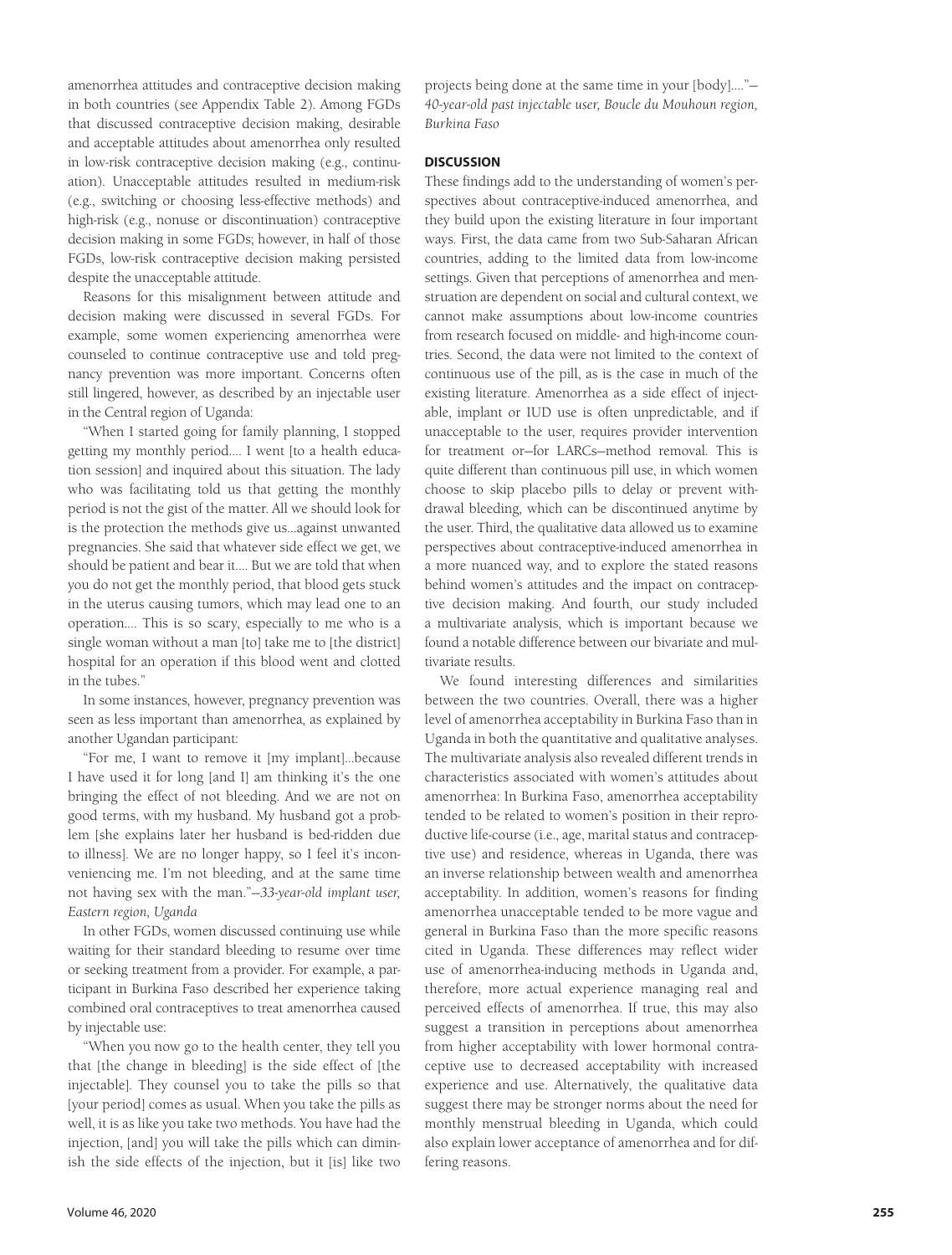amenorrhea attitudes and contraceptive decision making in both countries (see Appendix Table 2). Among FGDs that discussed contraceptive decision making, desirable and acceptable attitudes about amenorrhea only resulted in low-risk contraceptive decision making (e.g., continuation). Unacceptable attitudes resulted in medium-risk (e.g., switching or choosing less-effective methods) and high-risk (e.g., nonuse or discontinuation) contraceptive decision making in some FGDs; however, in half of those FGDs, low-risk contraceptive decision making persisted despite the unacceptable attitude.

Reasons for this misalignment between attitude and decision making were discussed in several FGDs. For example, some women experiencing amenorrhea were counseled to continue contraceptive use and told pregnancy prevention was more important. Concerns often still lingered, however, as described by an injectable user in the Central region of Uganda:

"When I started going for family planning, I stopped getting my monthly period.... I went [to a health education session] and inquired about this situation. The lady who was facilitating told us that getting the monthly period is not the gist of the matter. All we should look for is the protection the methods give us...against unwanted pregnancies. She said that whatever side effect we get, we should be patient and bear it.... But we are told that when you do not get the monthly period, that blood gets stuck in the uterus causing tumors, which may lead one to an operation.... This is so scary, especially to me who is a single woman without a man [to] take me to [the district] hospital for an operation if this blood went and clotted in the tubes."

In some instances, however, pregnancy prevention was seen as less important than amenorrhea, as explained by another Ugandan participant:

"For me, I want to remove it [my implant]...because I have used it for long [and I] am thinking it's the one bringing the effect of not bleeding. And we are not on good terms, with my husband. My husband got a problem [she explains later her husband is bed-ridden due to illness]. We are no longer happy, so I feel it's inconveniencing me. I'm not bleeding, and at the same time not having sex with the man."—*33-year-old implant user, Eastern region, Uganda*

In other FGDs, women discussed continuing use while waiting for their standard bleeding to resume over time or seeking treatment from a provider. For example, a participant in Burkina Faso described her experience taking combined oral contraceptives to treat amenorrhea caused by injectable use:

"When you now go to the health center, they tell you that [the change in bleeding] is the side effect of [the injectable]. They counsel you to take the pills so that [your period] comes as usual. When you take the pills as well, it is as like you take two methods. You have had the injection, [and] you will take the pills which can diminish the side effects of the injection, but it [is] like two projects being done at the same time in your [body]...."—*40-year-old past injectable user, Boucle du Mouhoun region, Burkina Faso*

## DISCUSSION

These findings add to the understanding of women's perspectives about contraceptive-induced amenorrhea, and they build upon the existing literature in four important ways. First, the data came from two Sub-Saharan African countries, adding to the limited data from low-income settings. Given that perceptions of amenorrhea and menstruation are dependent on social and cultural context, we cannot make assumptions about low-income countries from research focused on middle- and high-income countries. Second, the data were not limited to the context of continuous use of the pill, as is the case in much of the existing literature. Amenorrhea as a side effect of injectable, implant or IUD use is often unpredictable, and if unacceptable to the user, requires provider intervention for treatment or—for LARCs—method removal. This is quite different than continuous pill use, in which women choose to skip placebo pills to delay or prevent withdrawal bleeding, which can be discontinued anytime by the user. Third, the qualitative data allowed us to examine perspectives about contraceptive-induced amenorrhea in a more nuanced way, and to explore the stated reasons behind women's attitudes and the impact on contraceptive decision making. And fourth, our study included a multivariate analysis, which is important because we found a notable difference between our bivariate and multivariate results.

We found interesting differences and similarities between the two countries. Overall, there was a higher level of amenorrhea acceptability in Burkina Faso than in Uganda in both the quantitative and qualitative analyses. The multivariate analysis also revealed different trends in characteristics associated with women's attitudes about amenorrhea: In Burkina Faso, amenorrhea acceptability tended to be related to women's position in their reproductive life-course (i.e., age, marital status and contraceptive use) and residence, whereas in Uganda, there was an inverse relationship between wealth and amenorrhea acceptability. In addition, women's reasons for finding amenorrhea unacceptable tended to be more vague and general in Burkina Faso than the more specific reasons cited in Uganda. These differences may reflect wider use of amenorrhea-inducing methods in Uganda and, therefore, more actual experience managing real and perceived effects of amenorrhea. If true, this may also suggest a transition in perceptions about amenorrhea from higher acceptability with lower hormonal contraceptive use to decreased acceptability with increased experience and use. Alternatively, the qualitative data suggest there may be stronger norms about the need for monthly menstrual bleeding in Uganda, which could also explain lower acceptance of amenorrhea and for differing reasons.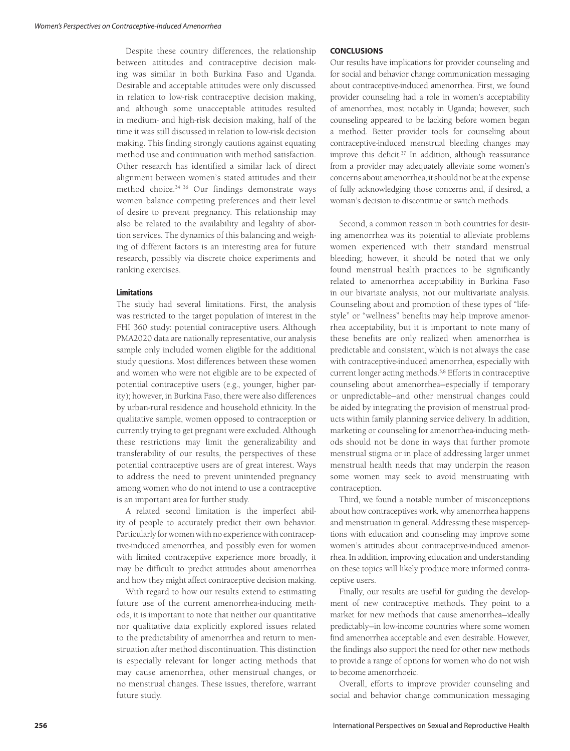Despite these country differences, the relationship between attitudes and contraceptive decision making was similar in both Burkina Faso and Uganda. Desirable and acceptable attitudes were only discussed in relation to low-risk contraceptive decision making, and although some unacceptable attitudes resulted in medium- and high-risk decision making, half of the time it was still discussed in relation to low-risk decision making. This finding strongly cautions against equating method use and continuation with method satisfaction. Other research has identified a similar lack of direct alignment between women's stated attitudes and their method choice.[34–36] Our findings demonstrate ways women balance competing preferences and their level of desire to prevent pregnancy. This relationship may also be related to the availability and legality of abortion services. The dynamics of this balancing and weighing of different factors is an interesting area for future research, possibly via discrete choice experiments and ranking exercises.

### Limitations

The study had several limitations. First, the analysis was restricted to the target population of interest in the FHI 360 study: potential contraceptive users. Although PMA2020 data are nationally representative, our analysis sample only included women eligible for the additional study questions. Most differences between these women and women who were not eligible are to be expected of potential contraceptive users (e.g., younger, higher parity); however, in Burkina Faso, there were also differences by urban-rural residence and household ethnicity. In the qualitative sample, women opposed to contraception or currently trying to get pregnant were excluded. Although these restrictions may limit the generalizability and transferability of our results, the perspectives of these potential contraceptive users are of great interest. Ways to address the need to prevent unintended pregnancy among women who do not intend to use a contraceptive is an important area for further study.

A related second limitation is the imperfect ability of people to accurately predict their own behavior. Particularly for women with no experience with contraceptive-induced amenorrhea, and possibly even for women with limited contraceptive experience more broadly, it may be difficult to predict attitudes about amenorrhea and how they might affect contraceptive decision making.

With regard to how our results extend to estimating future use of the current amenorrhea-inducing methods, it is important to note that neither our quantitative nor qualitative data explicitly explored issues related to the predictability of amenorrhea and return to menstruation after method discontinuation. This distinction is especially relevant for longer acting methods that may cause amenorrhea, other menstrual changes, or no menstrual changes. These issues, therefore, warrant future study.

## CONCLUSIONS

Our results have implications for provider counseling and for social and behavior change communication messaging about contraceptive-induced amenorrhea. First, we found provider counseling had a role in women's acceptability of amenorrhea, most notably in Uganda; however, such counseling appeared to be lacking before women began a method. Better provider tools for counseling about contraceptive-induced menstrual bleeding changes may improve this deficit.[37] In addition, although reassurance from a provider may adequately alleviate some women's concerns about amenorrhea, it should not be at the expense of fully acknowledging those concerns and, if desired, a woman's decision to discontinue or switch methods.

Second, a common reason in both countries for desiring amenorrhea was its potential to alleviate problems women experienced with their standard menstrual bleeding; however, it should be noted that we only found menstrual health practices to be significantly related to amenorrhea acceptability in Burkina Faso in our bivariate analysis, not our multivariate analysis. Counseling about and promotion of these types of "lifestyle" or "wellness" benefits may help improve amenorrhea acceptability, but it is important to note many of these benefits are only realized when amenorrhea is predictable and consistent, which is not always the case with contraceptive-induced amenorrhea, especially with current longer acting methods.[5,8] Efforts in contraceptive counseling about amenorrhea—especially if temporary or unpredictable—and other menstrual changes could be aided by integrating the provision of menstrual products within family planning service delivery. In addition, marketing or counseling for amenorrhea-inducing methods should not be done in ways that further promote menstrual stigma or in place of addressing larger unmet menstrual health needs that may underpin the reason some women may seek to avoid menstruating with contraception.

Third, we found a notable number of misconceptions about how contraceptives work, why amenorrhea happens and menstruation in general. Addressing these misperceptions with education and counseling may improve some women's attitudes about contraceptive-induced amenorrhea. In addition, improving education and understanding on these topics will likely produce more informed contraceptive users.

Finally, our results are useful for guiding the development of new contraceptive methods. They point to a market for new methods that cause amenorrhea—ideally predictably—in low-income countries where some women find amenorrhea acceptable and even desirable. However, the findings also support the need for other new methods to provide a range of options for women who do not wish to become amenorrhoeic.

Overall, efforts to improve provider counseling and social and behavior change communication messaging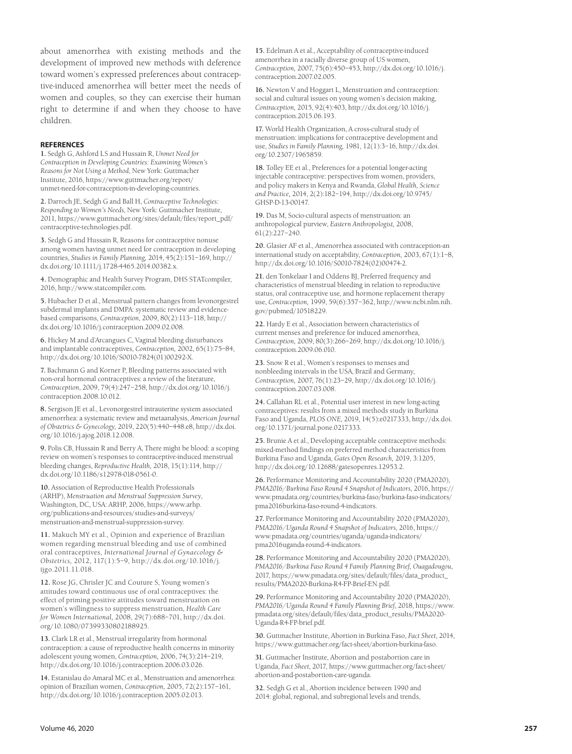about amenorrhea with existing methods and the development of improved new methods with deference toward women's expressed preferences about contraceptive-induced amenorrhea will better meet the needs of women and couples, so they can exercise their human right to determine if and when they choose to have children.

## REFERENCES

**1.** Sedgh G, Ashford LS and Hussain R, *Unmet Need for Contraception in Developing Countries: Examining Women's Reasons for Not Using a Method*, New York: Guttmacher Institute, 2016, https://www.guttmacher.org/report/unmet-need-for-contraception-in-developing-countries.

**2.** Darroch JE, Sedgh G and Ball H, *Contraceptive Technologies: Responding to Women's Needs*, New York: Guttmacher Institute, 2011, https://www.guttmacher.org/sites/default/files/report_pdf/contraceptive-technologies.pdf.

**3.** Sedgh G and Hussain R, Reasons for contraceptive nonuse among women having unmet need for contraception in developing countries, *Studies in Family Planning,* 2014, 45(2):151–169, http://dx.doi.org/10.1111/j.1728-4465.2014.00382.x.

**4.** Demographic and Health Survey Program, DHS STATcompiler, 2016, http://www.statcompiler.com.

**5.** Hubacher D et al., Menstrual pattern changes from levonorgestrel subdermal implants and DMPA: systematic review and evidence-based comparisons, *Contraception*, 2009, 80(2):113–118, http://dx.doi.org/10.1016/j.contraception.2009.02.008.

**6.** Hickey M and d'Arcangues C, Vaginal bleeding disturbances and implantable contraceptives, *Contraception,* 2002, 65(1):75–84, http://dx.doi.org/10.1016/S0010-7824(01)00292-X.

**7.** Bachmann G and Korner P, Bleeding patterns associated with non-oral hormonal contraceptives: a review of the literature, *Contraception*, 2009, 79(4):247–258, http://dx.doi.org/10.1016/j.contraception.2008.10.012.

**8.** Sergison JE et al., Levonorgestrel intrauterine system associated amenorrhea: a systematic review and metaanalysis, *American Journal of Obstetrics & Gynecology,* 2019, 220(5):440–448.e8, http://dx.doi.org/10.1016/j.ajog.2018.12.008.

**9.** Polis CB, Hussain R and Berry A, There might be blood: a scoping review on women's responses to contraceptive-induced menstrual bleeding changes, *Reproductive Health,* 2018, 15(1):114, http://dx.doi.org/10.1186/s12978-018-0561-0.

**10.** Association of Reproductive Health Professionals (ARHP), *Menstruation and Menstrual Suppression Survey*, Washington, DC, USA: ARHP, 2006, https://www.arhp.org/publications-and-resources/studies-and-surveys/menstruation-and-menstrual-suppression-survey.

**11.** Makuch MY et al., Opinion and experience of Brazilian women regarding menstrual bleeding and use of combined oral contraceptives, *International Journal of Gynaecology & Obstetrics,* 2012, 117(1):5–9, http://dx.doi.org/10.1016/j.ijgo.2011.11.018.

**12.** Rose JG, Chrisler JC and Couture S, Young women's attitudes toward continuous use of oral contraceptives: the effect of priming positive attitudes toward menstruation on women's willingness to suppress menstruation, *Health Care for Women International,* 2008, 29(7):688–701, http://dx.doi.org/10.1080/07399330802188925.

**13.** Clark LR et al., Menstrual irregularity from hormonal contraception: a cause of reproductive health concerns in minority adolescent young women, *Contraception,* 2006, 74(3):214–219, http://dx.doi.org/10.1016/j.contraception.2006.03.026.

**14.** Estanislau do Amaral MC et al., Menstruation and amenorrhea: opinion of Brazilian women, *Contraception,* 2005, 72(2):157–161, http://dx.doi.org/10.1016/j.contraception.2005.02.013.

**15.** Edelman A et al., Acceptability of contraceptive-induced amenorrhea in a racially diverse group of US women, *Contraception,* 2007, 75(6):450–453, http://dx.doi.org/10.1016/j.contraception.2007.02.005.

**16.** Newton V and Hoggart L, Menstruation and contraception: social and cultural issues on young women's decision making, *Contraception,* 2015, 92(4):403, http://dx.doi.org/10.1016/j.contraception.2015.06.193.

**17.** World Health Organization, A cross-cultural study of menstruation: implications for contraceptive development and use, *Studies in Family Planning,* 1981, 12(1):3–16, http://dx.doi.org/10.2307/1965859.

**18.** Tolley EE et al., Preferences for a potential longer-acting injectable contraceptive: perspectives from women, providers, and policy makers in Kenya and Rwanda, *Global Health, Science and Practice,* 2014, 2(2):182–194, http://dx.doi.org/10.9745/GHSP-D-13-00147.

**19.** Das M, Socio-cultural aspects of menstruation: an anthropological purview, *Eastern Anthropologist,* 2008, 61(2):227–240.

**20.** Glasier AF et al., Amenorrhea associated with contraception-an international study on acceptability, *Contraception,* 2003, 67(1):1–8, http://dx.doi.org/10.1016/S0010-7824(02)00474-2.

**21.** den Tonkelaar I and Oddens BJ, Preferred frequency and characteristics of menstrual bleeding in relation to reproductive status, oral contraceptive use, and hormone replacement therapy use, *Contraception,* 1999, 59(6):357–362, http://www.ncbi.nlm.nih.gov/pubmed/10518229.

**22.** Hardy E et al., Association between characteristics of current menses and preference for induced amenorrhea, *Contraception,* 2009, 80(3):266–269, http://dx.doi.org/10.1016/j.contraception.2009.06.010.

**23.** Snow R et al., Women's responses to menses and nonbleeding intervals in the USA, Brazil and Germany, *Contraception,* 2007, 76(1):23–29, http://dx.doi.org/10.1016/j.contraception.2007.03.008.

**24.** Callahan RL et al., Potential user interest in new long-acting contraceptives: results from a mixed methods study in Burkina Faso and Uganda, *PLOS ONE,* 2019, 14(5):e0217333, http://dx.doi.org/10.1371/journal.pone.0217333.

**25.** Brunie A et al., Developing acceptable contraceptive methods: mixed-method findings on preferred method characteristics from Burkina Faso and Uganda, *Gates Open Research,* 2019, 3:1205, http://dx.doi.org/10.12688/gatesopenres.12953.2.

**26.** Performance Monitoring and Accountability 2020 (PMA2020), *PMA2016/Burkina Faso Round 4 Snapshot of Indicators*, 2016, https://www.pmadata.org/countries/burkina-faso/burkina-faso-indicators/pma2016burkina-faso-round-4-indicators.

**27.** Performance Monitoring and Accountability 2020 (PMA2020), *PMA2016/Uganda Round 4 Snapshot of Indicators*, 2016, https://www.pmadata.org/countries/uganda/uganda-indicators/pma2016uganda-round-4-indicators.

**28.** Performance Monitoring and Accountability 2020 (PMA2020), *PMA2016/Burkina Faso Round 4 Family Planning Brief, Ouagadougou*, 2017, https://www.pmadata.org/sites/default/files/data_product_results/PMA2020-Burkina-R4-FP-Brief-EN.pdf.

**29.** Performance Monitoring and Accountability 2020 (PMA2020), *PMA2016/Uganda Round 4 Family Planning Brief*, 2018, https://www.pmadata.org/sites/default/files/data_product_results/PMA2020-Uganda-R4-FP-brief.pdf.

**30.** Guttmacher Institute, Abortion in Burkina Faso, *Fact Sheet*, 2014, https://www.guttmacher.org/fact-sheet/abortion-burkina-faso.

**31.** Guttmacher Institute, Abortion and postabortion care in Uganda, *Fact Sheet*, 2017, https://www.guttmacher.org/fact-sheet/abortion-and-postabortion-care-uganda.

**32.** Sedgh G et al., Abortion incidence between 1990 and 2014: global, regional, and subregional levels and trends,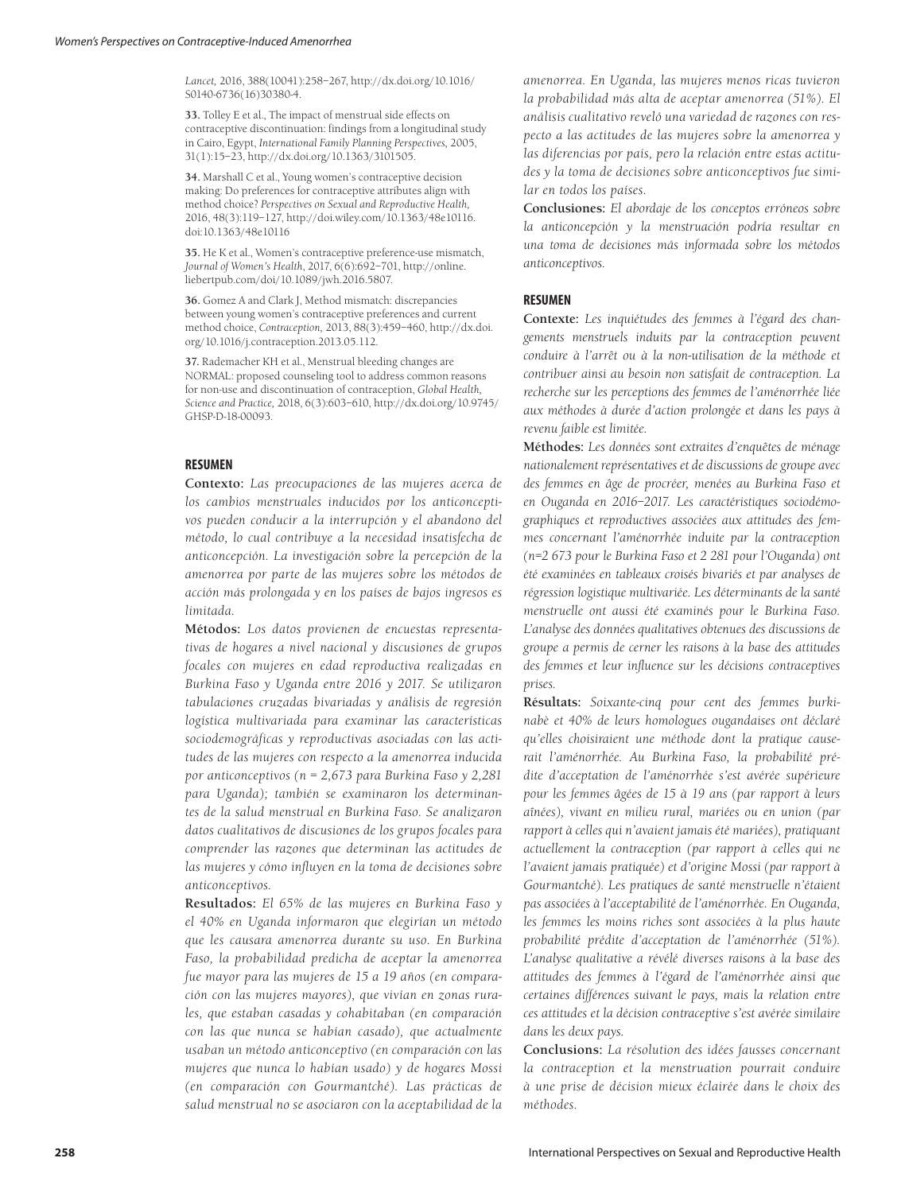*Lancet*, 2016, 388(10041):258–267, http://dx.doi.org/10.1016/S0140-6736(16)30380-4.

**33.** Tolley E et al., The impact of menstrual side effects on contraceptive discontinuation: findings from a longitudinal study in Cairo, Egypt, *International Family Planning Perspectives*, 2005, 31(1):15–23, http://dx.doi.org/10.1363/3101505.

**34.** Marshall C et al., Young women's contraceptive decision making: Do preferences for contraceptive attributes align with method choice? *Perspectives on Sexual and Reproductive Health*, 2016, 48(3):119–127, http://doi.wiley.com/10.1363/48e10116. doi:10.1363/48e10116

**35.** He K et al., Women's contraceptive preference-use mismatch, *Journal of Women's Health*, 2017, 6(6):692–701, http://online.liebertpub.com/doi/10.1089/jwh.2016.5807.

**36.** Gomez A and Clark J, Method mismatch: discrepancies between young women's contraceptive preferences and current method choice, *Contraception*, 2013, 88(3):459–460, http://dx.doi.org/10.1016/j.contraception.2013.05.112.

**37.** Rademacher KH et al., Menstrual bleeding changes are NORMAL: proposed counseling tool to address common reasons for non-use and discontinuation of contraception, *Global Health, Science and Practice*, 2018, 6(3):603–610, http://dx.doi.org/10.9745/GHSP-D-18-00093.

## RESUMEN

**Contexto:** *Las preocupaciones de las mujeres acerca de los cambios menstruales inducidos por los anticonceptivos pueden conducir a la interrupción y el abandono del método, lo cual contribuye a la necesidad insatisfecha de anticoncepción. La investigación sobre la percepción de la amenorrea por parte de las mujeres sobre los métodos de acción más prolongada y en los países de bajos ingresos es limitada.*

**Métodos:** *Los datos provienen de encuestas representativas de hogares a nivel nacional y discusiones de grupos focales con mujeres en edad reproductiva realizadas en Burkina Faso y Uganda entre 2016 y 2017. Se utilizaron tabulaciones cruzadas bivariadas y análisis de regresión logística multivariada para examinar las características sociodemográficas y reproductivas asociadas con las actitudes de las mujeres con respecto a la amenorrea inducida por anticonceptivos (n = 2,673 para Burkina Faso y 2,281 para Uganda); también se examinaron los determinantes de la salud menstrual en Burkina Faso. Se analizaron datos cualitativos de discusiones de los grupos focales para comprender las razones que determinan las actitudes de las mujeres y cómo influyen en la toma de decisiones sobre anticonceptivos.*

**Resultados:** *El 65% de las mujeres en Burkina Faso y el 40% en Uganda informaron que elegirían un método que les causara amenorrea durante su uso. En Burkina Faso, la probabilidad predicha de aceptar la amenorrea fue mayor para las mujeres de 15 a 19 años (en comparación con las mujeres mayores), que vivían en zonas rurales, que estaban casadas y cohabitaban (en comparación con las que nunca se habían casado), que actualmente usaban un método anticonceptivo (en comparación con las mujeres que nunca lo habían usado) y de hogares Mossi (en comparación con Gourmantché). Las prácticas de salud menstrual no se asociaron con la aceptabilidad de la amenorrea. En Uganda, las mujeres menos ricas tuvieron la probabilidad más alta de aceptar amenorrea (51%). El análisis cualitativo reveló una variedad de razones con respecto a las actitudes de las mujeres sobre la amenorrea y las diferencias por país, pero la relación entre estas actitudes y la toma de decisiones sobre anticonceptivos fue similar en todos los países.*

**Conclusiones:** *El abordaje de los conceptos erróneos sobre la anticoncepción y la menstruación podría resultar en una toma de decisiones más informada sobre los métodos anticonceptivos.*

## RESUMEN

**Contexte:** *Les inquiétudes des femmes à l'égard des changements menstruels induits par la contraception peuvent conduire à l'arrêt ou à la non-utilisation de la méthode et contribuer ainsi au besoin non satisfait de contraception. La recherche sur les perceptions des femmes de l'aménorrhée liée aux méthodes à durée d'action prolongée et dans les pays à revenu faible est limitée.*

**Méthodes:** *Les données sont extraites d'enquêtes de ménage nationalement représentatives et de discussions de groupe avec des femmes en âge de procréer, menées au Burkina Faso et en Ouganda en 2016–2017. Les caractéristiques sociodémographiques et reproductives associées aux attitudes des femmes concernant l'aménorrhée induite par la contraception (n=2 673 pour le Burkina Faso et 2 281 pour l'Ouganda) ont été examinées en tableaux croisés bivariés et par analyses de régression logistique multivariée. Les déterminants de la santé menstruelle ont aussi été examinés pour le Burkina Faso. L'analyse des données qualitatives obtenues des discussions de groupe a permis de cerner les raisons à la base des attitudes des femmes et leur influence sur les décisions contraceptives prises.*

**Résultats:** *Soixante-cinq pour cent des femmes burkinabè et 40% de leurs homologues ougandaises ont déclaré qu'elles choisiraient une méthode dont la pratique causerait l'aménorrhée. Au Burkina Faso, la probabilité prédite d'acceptation de l'aménorrhée s'est avérée supérieure pour les femmes âgées de 15 à 19 ans (par rapport à leurs aînées), vivant en milieu rural, mariées ou en union (par rapport à celles qui n'avaient jamais été mariées), pratiquant actuellement la contraception (par rapport à celles qui ne l'avaient jamais pratiquée) et d'origine Mossi (par rapport à Gourmantché). Les pratiques de santé menstruelle n'étaient pas associées à l'acceptabilité de l'aménorrhée. En Ouganda, les femmes les moins riches sont associées à la plus haute probabilité prédite d'acceptation de l'aménorrhée (51%). L'analyse qualitative a révélé diverses raisons à la base des attitudes des femmes à l'égard de l'aménorrhée ainsi que certaines différences suivant le pays, mais la relation entre ces attitudes et la décision contraceptive s'est avérée similaire dans les deux pays.*

**Conclusions:** *La résolution des idées fausses concernant la contraception et la menstruation pourrait conduire à une prise de décision mieux éclairée dans le choix des méthodes.*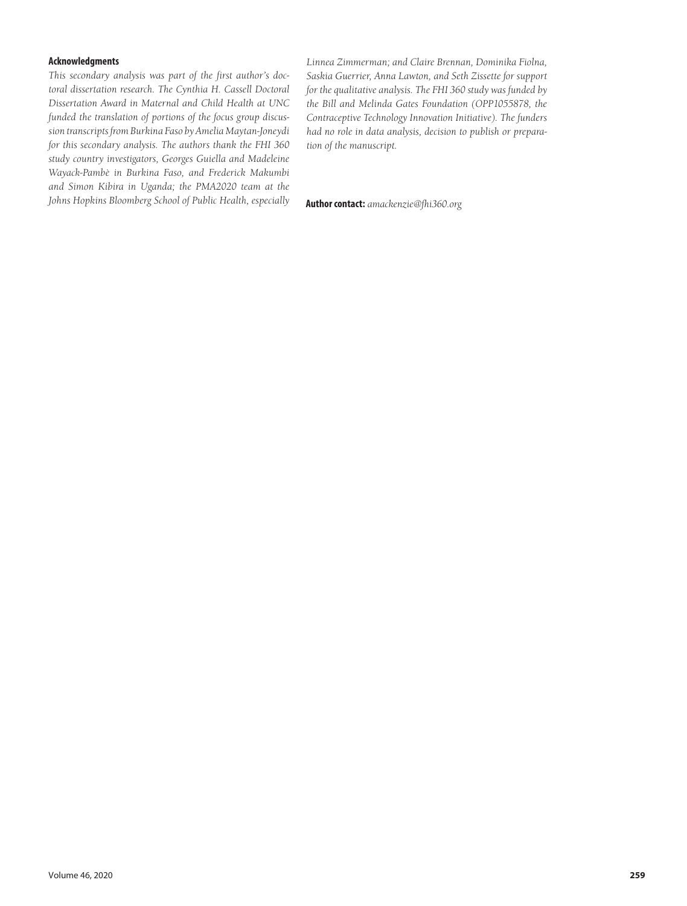#### Acknowledgments

*This secondary analysis was part of the first author's doctoral dissertation research. The Cynthia H. Cassell Doctoral Dissertation Award in Maternal and Child Health at UNC funded the translation of portions of the focus group discussion transcripts from Burkina Faso by Amelia Maytan-Joneydi for this secondary analysis. The authors thank the FHI 360 study country investigators, Georges Guiella and Madeleine Wayack-Pambè in Burkina Faso, and Frederick Makumbi and Simon Kibira in Uganda; the PMA2020 team at the Johns Hopkins Bloomberg School of Public Health, especially Linnea Zimmerman; and Claire Brennan, Dominika Fiolna, Saskia Guerrier, Anna Lawton, and Seth Zissette for support for the qualitative analysis. The FHI 360 study was funded by the Bill and Melinda Gates Foundation (OPP1055878, the Contraceptive Technology Innovation Initiative). The funders had no role in data analysis, decision to publish or preparation of the manuscript.*

**Author contact:** *amackenzie@fhi360.org*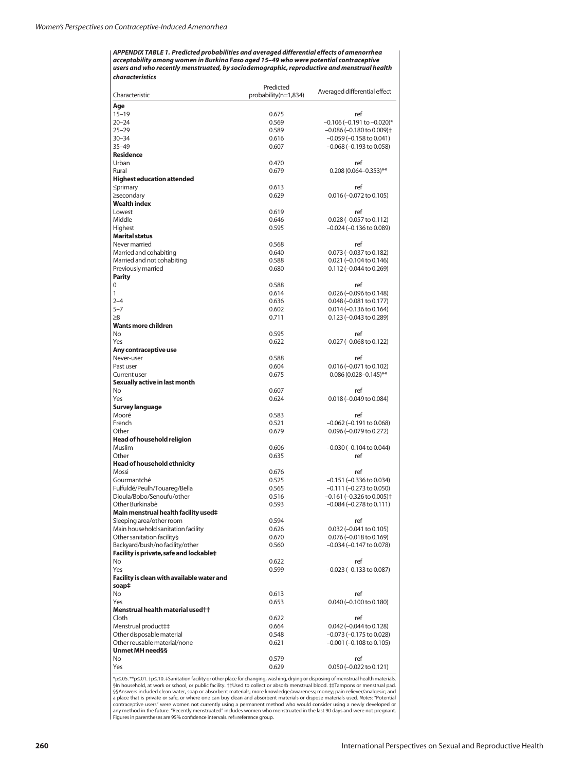**APPENDIX TABLE 1. Predicted probabilities and averaged differential effects of amenorrhea acceptability among women in Burkina Faso aged 15–49 who were potential contraceptive users and who recently menstruated, by sociodemographic, reproductive and menstrual health characteristics**

| Characteristic | Predicted probability(n=1,834) | Averaged differential effect |
|---|---|---|
| **Age** | | |
| 15–19 | 0.675 | ref |
| 20–24 | 0.569 | –0.106 (–0.191 to –0.020)* |
| 25–29 | 0.589 | –0.086 (–0.180 to 0.009)† |
| 30–34 | 0.616 | –0.059 (–0.158 to 0.041) |
| 35–49 | 0.607 | –0.068 (–0.193 to 0.058) |
| **Residence** | | |
| Urban | 0.470 | ref |
| Rural | 0.679 | 0.208 (0.064–0.353)** |
| **Highest education attended** | | |
| ≤primary | 0.613 | ref |
| ≥secondary | 0.629 | 0.016 (–0.072 to 0.105) |
| **Wealth index** | | |
| Lowest | 0.619 | ref |
| Middle | 0.646 | 0.028 (–0.057 to 0.112) |
| Highest | 0.595 | –0.024 (–0.136 to 0.089) |
| **Marital status** | | |
| Never married | 0.568 | ref |
| Married and cohabiting | 0.640 | 0.073 (–0.037 to 0.182) |
| Married and not cohabiting | 0.588 | 0.021 (–0.104 to 0.146) |
| Previously married | 0.680 | 0.112 (–0.044 to 0.269) |
| **Parity** | | |
| 0 | 0.588 | ref |
| 1 | 0.614 | 0.026 (–0.096 to 0.148) |
| 2–4 | 0.636 | 0.048 (–0.081 to 0.177) |
| 5–7 | 0.602 | 0.014 (–0.136 to 0.164) |
| ≥8 | 0.711 | 0.123 (–0.043 to 0.289) |
| **Wants more children** | | |
| No | 0.595 | ref |
| Yes | 0.622 | 0.027 (–0.068 to 0.122) |
| **Any contraceptive use** | | |
| Never-user | 0.588 | ref |
| Past user | 0.604 | 0.016 (–0.071 to 0.102) |
| Current user | 0.675 | 0.086 (0.028–0.145)** |
| **Sexually active in last month** | | |
| No | 0.607 | ref |
| Yes | 0.624 | 0.018 (–0.049 to 0.084) |
| **Survey language** | | |
| Mooré | 0.583 | ref |
| French | 0.521 | –0.062 (–0.191 to 0.068) |
| Other | 0.679 | 0.096 (–0.079 to 0.272) |
| **Head of household religion** | | |
| Muslim | 0.606 | –0.030 (–0.104 to 0.044) |
| Other | 0.635 | ref |
| **Head of household ethnicity** | | |
| Mossi | 0.676 | ref |
| Gourmantché | 0.525 | –0.151 (–0.336 to 0.034) |
| Fulfuldé/Peulh/Touareg/Bella | 0.565 | –0.111 (–0.273 to 0.050) |
| Dioula/Bobo/Senoufu/other | 0.516 | –0.161 (–0.326 to 0.005)† |
| Other Burkinabè | 0.593 | –0.084 (–0.278 to 0.111) |
| **Main menstrual health facility used‡** | | |
| Sleeping area/other room | 0.594 | ref |
| Main household sanitation facility | 0.626 | 0.032 (–0.041 to 0.105) |
| Other sanitation facility§ | 0.670 | 0.076 (–0.018 to 0.169) |
| Backyard/bush/no facility/other | 0.560 | –0.034 (–0.147 to 0.078) |
| **Facility is private, safe and lockable‡** | | |
| No | 0.622 | ref |
| Yes | 0.599 | –0.023 (–0.133 to 0.087) |
| **Facility is clean with available water and soap‡** | | |
| No | 0.613 | ref |
| Yes | 0.653 | 0.040 (–0.100 to 0.180) |
| **Menstrual health material used††** | | |
| Cloth | 0.622 | ref |
| Menstrual product‡‡ | 0.664 | 0.042 (–0.044 to 0.128) |
| Other disposable material | 0.548 | –0.073 (–0.175 to 0.028) |
| Other reusable material/none | 0.621 | –0.001 (–0.108 to 0.105) |
| **Unmet MH need§§** | | |
| No | 0.579 | ref |
| Yes | 0.629 | 0.050 (–0.022 to 0.121) |

*p≤.05. **p≤.01. †p≤.10. ‡Sanitation facility or other place for changing, washing, drying or disposing of menstrual health materials. §In household, at work or school, or public facility. ††Used to collect or absorb menstrual blood. ‡‡Tampons or menstrual pad. §§Answers included clean water, soap or absorbent materials; more knowledge/awareness; money; pain reliever/analgesic; and a place that is private or safe, or where one can buy clean and absorbent materials or dispose materials used. *Notes*: "Potential contraceptive users" were women not currently using a permanent method who would consider using a newly developed or any method in the future. "Recently menstruated" includes women who menstruated in the last 90 days and were not pregnant. Figures in parentheses are 95% confidence intervals. ref=reference group.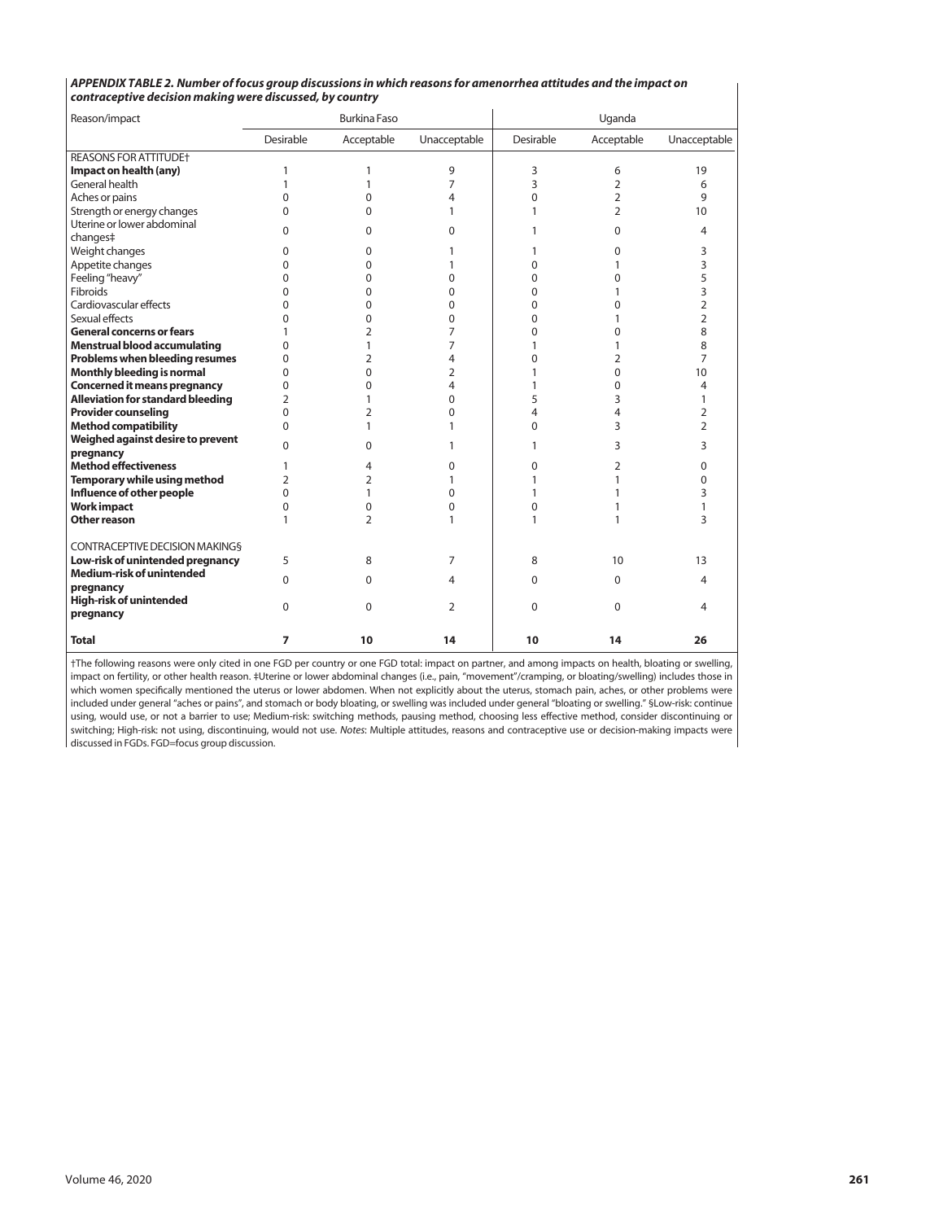***APPENDIX TABLE 2. Number of focus group discussions in which reasons for amenorrhea attitudes and the impact on contraceptive decision making were discussed, by country***

| Reason/impact | Burkina Faso | | | Uganda | | |
|---|---|---|---|---|---|---|
| | Desirable | Acceptable | Unacceptable | Desirable | Acceptable | Unacceptable |
| REASONS FOR ATTITUDE† | | | | | | |
| **Impact on health (any)** | 1 | 1 | 9 | 3 | 6 | 19 |
| General health | 1 | 1 | 7 | 3 | 2 | 6 |
| Aches or pains | 0 | 0 | 4 | 0 | 2 | 9 |
| Strength or energy changes | 0 | 0 | 1 | 1 | 2 | 10 |
| Uterine or lower abdominal changes‡ | 0 | 0 | 0 | 1 | 0 | 4 |
| Weight changes | 0 | 0 | 1 | 1 | 0 | 3 |
| Appetite changes | 0 | 0 | 1 | 0 | 1 | 3 |
| Feeling "heavy" | 0 | 0 | 0 | 0 | 0 | 5 |
| Fibroids | 0 | 0 | 0 | 0 | 1 | 3 |
| Cardiovascular effects | 0 | 0 | 0 | 0 | 0 | 2 |
| Sexual effects | 0 | 0 | 0 | 0 | 1 | 2 |
| **General concerns or fears** | 1 | 2 | 7 | 0 | 0 | 8 |
| **Menstrual blood accumulating** | 0 | 1 | 7 | 1 | 1 | 8 |
| **Problems when bleeding resumes** | 0 | 2 | 4 | 0 | 2 | 7 |
| **Monthly bleeding is normal** | 0 | 0 | 2 | 1 | 0 | 10 |
| **Concerned it means pregnancy** | 0 | 0 | 4 | 1 | 0 | 4 |
| **Alleviation for standard bleeding** | 2 | 1 | 0 | 5 | 3 | 1 |
| **Provider counseling** | 0 | 2 | 0 | 4 | 4 | 2 |
| **Method compatibility** | 0 | 1 | 1 | 0 | 3 | 2 |
| **Weighed against desire to prevent pregnancy** | 0 | 0 | 1 | 1 | 3 | 3 |
| **Method effectiveness** | 1 | 4 | 0 | 0 | 2 | 0 |
| **Temporary while using method** | 2 | 2 | 1 | 1 | 1 | 0 |
| **Influence of other people** | 0 | 1 | 0 | 1 | 1 | 3 |
| **Work impact** | 0 | 0 | 0 | 0 | 1 | 1 |
| **Other reason** | 1 | 2 | 1 | 1 | 1 | 3 |
| CONTRACEPTIVE DECISION MAKING§ | | | | | | |
| **Low-risk of unintended pregnancy** | 5 | 8 | 7 | 8 | 10 | 13 |
| **Medium-risk of unintended pregnancy** | 0 | 0 | 4 | 0 | 0 | 4 |
| **High-risk of unintended pregnancy** | 0 | 0 | 2 | 0 | 0 | 4 |
| **Total** | **7** | **10** | **14** | **10** | **14** | **26** |

†The following reasons were only cited in one FGD per country or one FGD total: impact on partner, and among impacts on health, bloating or swelling, impact on fertility, or other health reason. ‡Uterine or lower abdominal changes (i.e., pain, "movement"/cramping, or bloating/swelling) includes those in which women specifically mentioned the uterus or lower abdomen. When not explicitly about the uterus, stomach pain, aches, or other problems were included under general "aches or pains", and stomach or body bloating, or swelling was included under general "bloating or swelling." §Low-risk: continue using, would use, or not a barrier to use; Medium-risk: switching methods, pausing method, choosing less effective method, consider discontinuing or switching; High-risk: not using, discontinuing, would not use. *Notes*: Multiple attitudes, reasons and contraceptive use or decision-making impacts were discussed in FGDs. FGD=focus group discussion.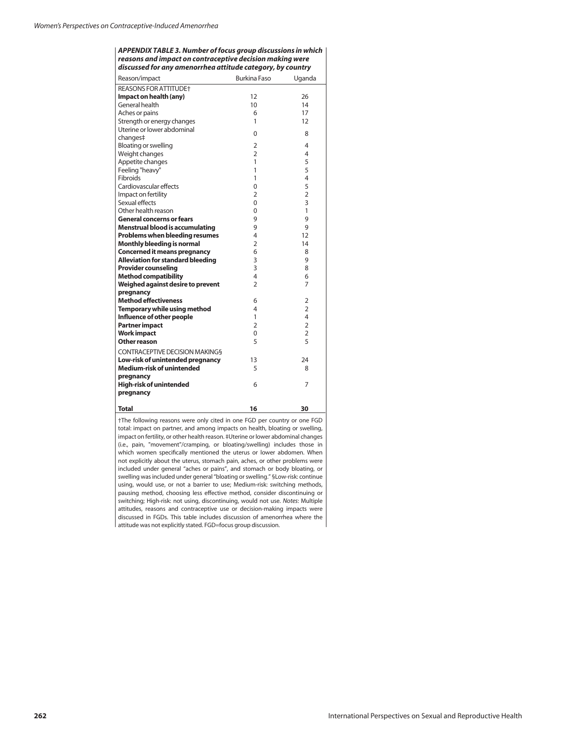**APPENDIX TABLE 3. Number of focus group discussions in which reasons and impact on contraceptive decision making were discussed for any amenorrhea attitude category, by country**

| Reason/impact | Burkina Faso | Uganda |
|---|---|---|
| REASONS FOR ATTITUDE† | | |
| **Impact on health (any)** | 12 | 26 |
| General health | 10 | 14 |
| Aches or pains | 6 | 17 |
| Strength or energy changes | 1 | 12 |
| Uterine or lower abdominal changes‡ | 0 | 8 |
| Bloating or swelling | 2 | 4 |
| Weight changes | 2 | 4 |
| Appetite changes | 1 | 5 |
| Feeling "heavy" | 1 | 5 |
| Fibroids | 1 | 4 |
| Cardiovascular effects | 0 | 5 |
| Impact on fertility | 2 | 2 |
| Sexual effects | 0 | 3 |
| Other health reason | 0 | 1 |
| **General concerns or fears** | 9 | 9 |
| **Menstrual blood is accumulating** | 9 | 9 |
| **Problems when bleeding resumes** | 4 | 12 |
| **Monthly bleeding is normal** | 2 | 14 |
| **Concerned it means pregnancy** | 6 | 8 |
| **Alleviation for standard bleeding** | 3 | 9 |
| **Provider counseling** | 3 | 8 |
| **Method compatibility** | 4 | 6 |
| **Weighed against desire to prevent pregnancy** | 2 | 7 |
| **Method effectiveness** | 6 | 2 |
| **Temporary while using method** | 4 | 2 |
| **Influence of other people** | 1 | 4 |
| **Partner impact** | 2 | 2 |
| **Work impact** | 0 | 2 |
| **Other reason** | 5 | 5 |
| CONTRACEPTIVE DECISION MAKING§ | | |
| **Low-risk of unintended pregnancy** | 13 | 24 |
| **Medium-risk of unintended pregnancy** | 5 | 8 |
| **High-risk of unintended pregnancy** | 6 | 7 |
| **Total** | **16** | **30** |

†The following reasons were only cited in one FGD per country or one FGD total: impact on partner, and among impacts on health, bloating or swelling, impact on fertility, or other health reason. ‡Uterine or lower abdominal changes (i.e., pain, "movement"/cramping, or bloating/swelling) includes those in which women specifically mentioned the uterus or lower abdomen. When not explicitly about the uterus, stomach pain, aches, or other problems were included under general "aches or pains", and stomach or body bloating, or swelling was included under general "bloating or swelling." §Low-risk: continue using, would use, or not a barrier to use; Medium-risk: switching methods, pausing method, choosing less effective method, consider discontinuing or switching; High-risk: not using, discontinuing, would not use. *Notes*: Multiple attitudes, reasons and contraceptive use or decision-making impacts were discussed in FGDs. This table includes discussion of amenorrhea where the attitude was not explicitly stated. FGD=focus group discussion.